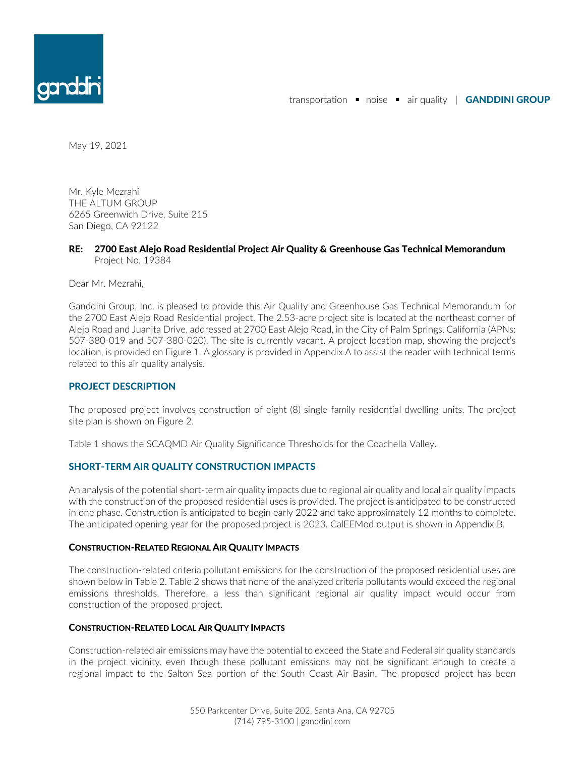transportation ▪ noise ▪ air quality | **GANDDINI GROUP**

May 19, 2021

Mr. Kyle Mezrahi
THE ALTUM GROUP
6265 Greenwich Drive, Suite 215
San Diego, CA 92122

**RE: 2700 East Alejo Road Residential Project Air Quality & Greenhouse Gas Technical Memorandum**
Project No. 19384

Dear Mr. Mezrahi,

Ganddini Group, Inc. is pleased to provide this Air Quality and Greenhouse Gas Technical Memorandum for the 2700 East Alejo Road Residential project. The 2.53-acre project site is located at the northeast corner of Alejo Road and Juanita Drive, addressed at 2700 East Alejo Road, in the City of Palm Springs, California (APNs: 507-380-019 and 507-380-020). The site is currently vacant. A project location map, showing the project's location, is provided on Figure 1. A glossary is provided in Appendix A to assist the reader with technical terms related to this air quality analysis.

## PROJECT DESCRIPTION

The proposed project involves construction of eight (8) single-family residential dwelling units. The project site plan is shown on Figure 2.

Table 1 shows the SCAQMD Air Quality Significance Thresholds for the Coachella Valley.

## SHORT-TERM AIR QUALITY CONSTRUCTION IMPACTS

An analysis of the potential short-term air quality impacts due to regional air quality and local air quality impacts with the construction of the proposed residential uses is provided. The project is anticipated to be constructed in one phase. Construction is anticipated to begin early 2022 and take approximately 12 months to complete. The anticipated opening year for the proposed project is 2023. CalEEMod output is shown in Appendix B.

### CONSTRUCTION-RELATED REGIONAL AIR QUALITY IMPACTS

The construction-related criteria pollutant emissions for the construction of the proposed residential uses are shown below in Table 2. Table 2 shows that none of the analyzed criteria pollutants would exceed the regional emissions thresholds. Therefore, a less than significant regional air quality impact would occur from construction of the proposed project.

### CONSTRUCTION-RELATED LOCAL AIR QUALITY IMPACTS

Construction-related air emissions may have the potential to exceed the State and Federal air quality standards in the project vicinity, even though these pollutant emissions may not be significant enough to create a regional impact to the Salton Sea portion of the South Coast Air Basin. The proposed project has been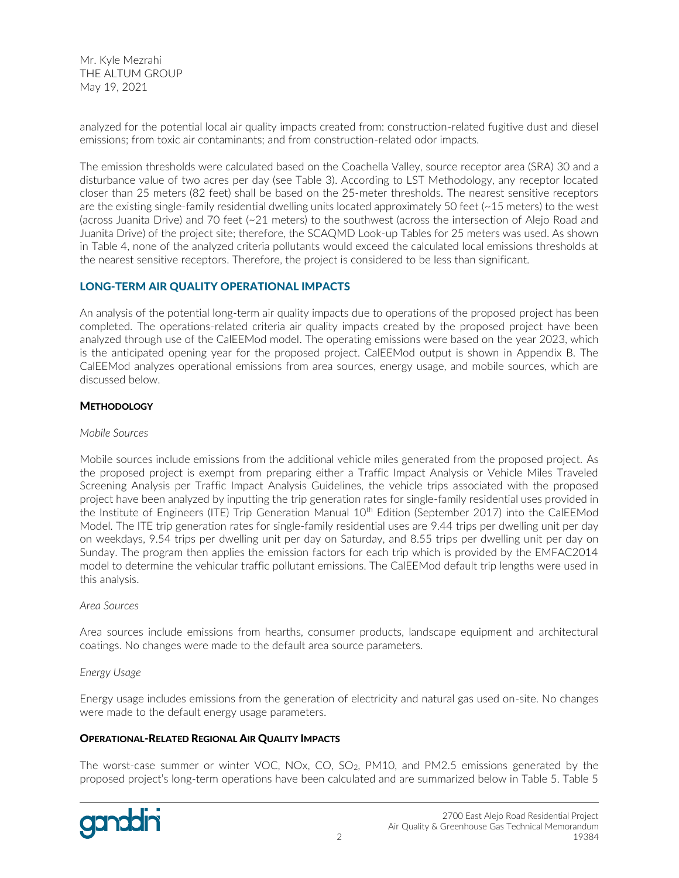analyzed for the potential local air quality impacts created from: construction-related fugitive dust and diesel emissions; from toxic air contaminants; and from construction-related odor impacts.

The emission thresholds were calculated based on the Coachella Valley, source receptor area (SRA) 30 and a disturbance value of two acres per day (see Table 3). According to LST Methodology, any receptor located closer than 25 meters (82 feet) shall be based on the 25-meter thresholds. The nearest sensitive receptors are the existing single-family residential dwelling units located approximately 50 feet (~15 meters) to the west (across Juanita Drive) and 70 feet (~21 meters) to the southwest (across the intersection of Alejo Road and Juanita Drive) of the project site; therefore, the SCAQMD Look-up Tables for 25 meters was used. As shown in Table 4, none of the analyzed criteria pollutants would exceed the calculated local emissions thresholds at the nearest sensitive receptors. Therefore, the project is considered to be less than significant.

## LONG-TERM AIR QUALITY OPERATIONAL IMPACTS

An analysis of the potential long-term air quality impacts due to operations of the proposed project has been completed. The operations-related criteria air quality impacts created by the proposed project have been analyzed through use of the CalEEMod model. The operating emissions were based on the year 2023, which is the anticipated opening year for the proposed project. CalEEMod output is shown in Appendix B. The CalEEMod analyzes operational emissions from area sources, energy usage, and mobile sources, which are discussed below.

### METHODOLOGY

*Mobile Sources*

Mobile sources include emissions from the additional vehicle miles generated from the proposed project. As the proposed project is exempt from preparing either a Traffic Impact Analysis or Vehicle Miles Traveled Screening Analysis per Traffic Impact Analysis Guidelines, the vehicle trips associated with the proposed project have been analyzed by inputting the trip generation rates for single-family residential uses provided in the Institute of Engineers (ITE) Trip Generation Manual 10th Edition (September 2017) into the CalEEMod Model. The ITE trip generation rates for single-family residential uses are 9.44 trips per dwelling unit per day on weekdays, 9.54 trips per dwelling unit per day on Saturday, and 8.55 trips per dwelling unit per day on Sunday. The program then applies the emission factors for each trip which is provided by the EMFAC2014 model to determine the vehicular traffic pollutant emissions. The CalEEMod default trip lengths were used in this analysis.

*Area Sources*

Area sources include emissions from hearths, consumer products, landscape equipment and architectural coatings. No changes were made to the default area source parameters.

*Energy Usage*

Energy usage includes emissions from the generation of electricity and natural gas used on-site. No changes were made to the default energy usage parameters.

### OPERATIONAL-RELATED REGIONAL AIR QUALITY IMPACTS

The worst-case summer or winter VOC, NOx, CO, $SO_2$, PM10, and PM2.5 emissions generated by the proposed project's long-term operations have been calculated and are summarized below in Table 5. Table 5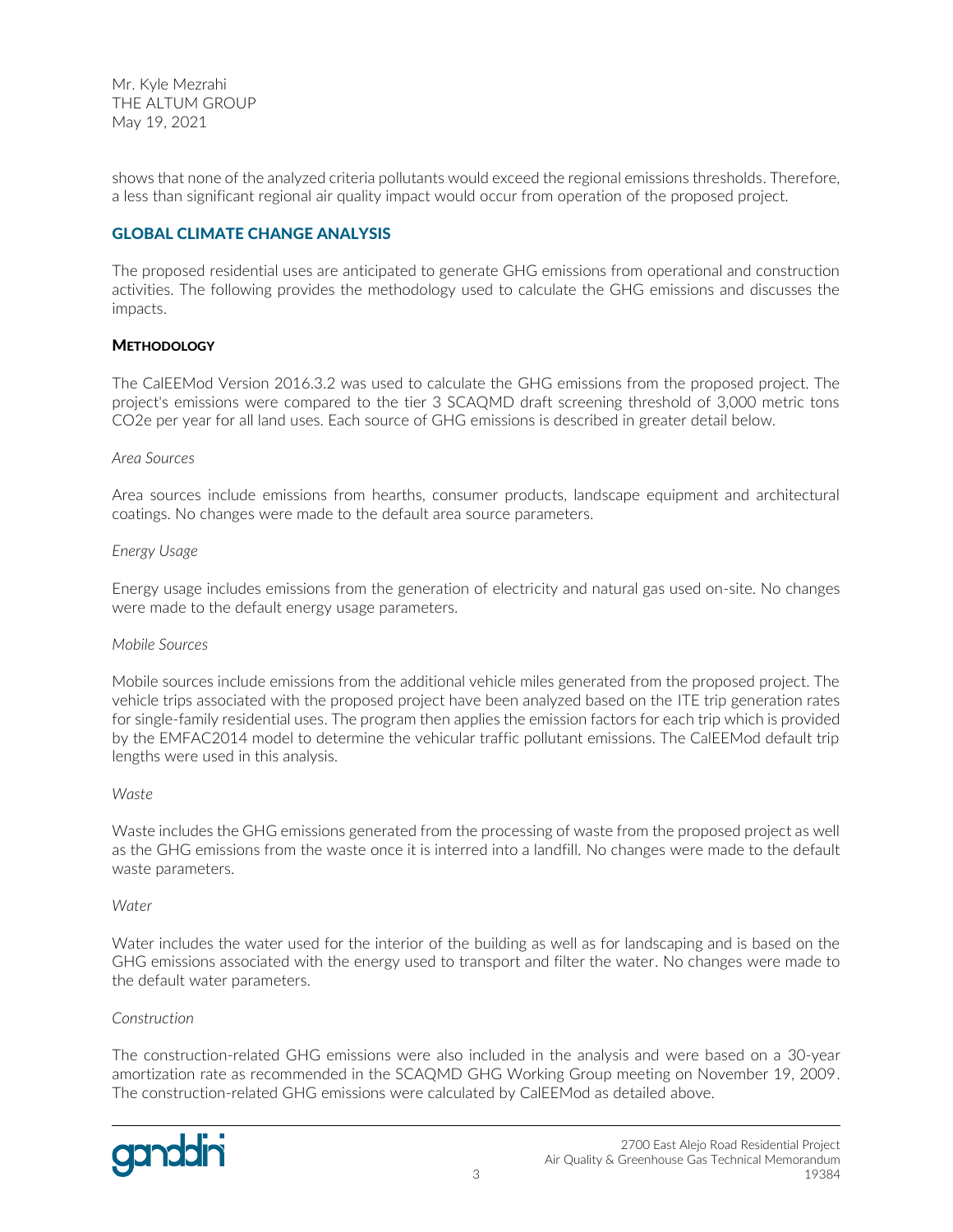shows that none of the analyzed criteria pollutants would exceed the regional emissions thresholds. Therefore, a less than significant regional air quality impact would occur from operation of the proposed project.

## GLOBAL CLIMATE CHANGE ANALYSIS

The proposed residential uses are anticipated to generate GHG emissions from operational and construction activities. The following provides the methodology used to calculate the GHG emissions and discusses the impacts.

### METHODOLOGY

The CalEEMod Version 2016.3.2 was used to calculate the GHG emissions from the proposed project. The project's emissions were compared to the tier 3 SCAQMD draft screening threshold of 3,000 metric tons $CO_2e$ per year for all land uses. Each source of GHG emissions is described in greater detail below.

*Area Sources*

Area sources include emissions from hearths, consumer products, landscape equipment and architectural coatings. No changes were made to the default area source parameters.

*Energy Usage*

Energy usage includes emissions from the generation of electricity and natural gas used on-site. No changes were made to the default energy usage parameters.

*Mobile Sources*

Mobile sources include emissions from the additional vehicle miles generated from the proposed project. The vehicle trips associated with the proposed project have been analyzed based on the ITE trip generation rates for single-family residential uses. The program then applies the emission factors for each trip which is provided by the EMFAC2014 model to determine the vehicular traffic pollutant emissions. The CalEEMod default trip lengths were used in this analysis.

*Waste*

Waste includes the GHG emissions generated from the processing of waste from the proposed project as well as the GHG emissions from the waste once it is interred into a landfill. No changes were made to the default waste parameters.

*Water*

Water includes the water used for the interior of the building as well as for landscaping and is based on the GHG emissions associated with the energy used to transport and filter the water. No changes were made to the default water parameters.

*Construction*

The construction-related GHG emissions were also included in the analysis and were based on a 30-year amortization rate as recommended in the SCAQMD GHG Working Group meeting on November 19, 2009. The construction-related GHG emissions were calculated by CalEEMod as detailed above.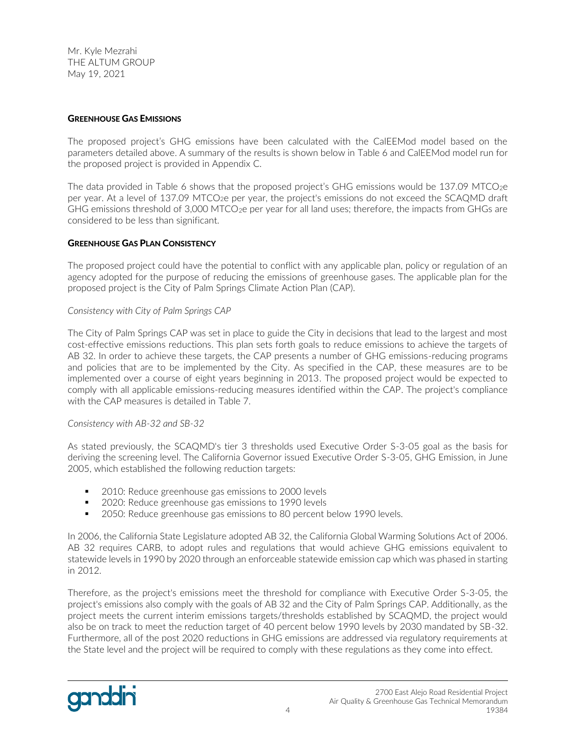Mr. Kyle Mezrahi
THE ALTUM GROUP
May 19, 2021

## GREENHOUSE GAS EMISSIONS

The proposed project's GHG emissions have been calculated with the CalEEMod model based on the parameters detailed above. A summary of the results is shown below in Table 6 and CalEEMod model run for the proposed project is provided in Appendix C.

The data provided in Table 6 shows that the proposed project's GHG emissions would be 137.09 $MTCO_2e$ per year. At a level of 137.09 $MTCO_2e$ per year, the project's emissions do not exceed the SCAQMD draft GHG emissions threshold of 3,000 $MTCO_2e$ per year for all land uses; therefore, the impacts from GHGs are considered to be less than significant.

## GREENHOUSE GAS PLAN CONSISTENCY

The proposed project could have the potential to conflict with any applicable plan, policy or regulation of an agency adopted for the purpose of reducing the emissions of greenhouse gases. The applicable plan for the proposed project is the City of Palm Springs Climate Action Plan (CAP).

*Consistency with City of Palm Springs CAP*

The City of Palm Springs CAP was set in place to guide the City in decisions that lead to the largest and most cost-effective emissions reductions. This plan sets forth goals to reduce emissions to achieve the targets of AB 32. In order to achieve these targets, the CAP presents a number of GHG emissions-reducing programs and policies that are to be implemented by the City. As specified in the CAP, these measures are to be implemented over a course of eight years beginning in 2013. The proposed project would be expected to comply with all applicable emissions-reducing measures identified within the CAP. The project's compliance with the CAP measures is detailed in Table 7.

*Consistency with AB-32 and SB-32*

As stated previously, the SCAQMD's tier 3 thresholds used Executive Order S-3-05 goal as the basis for deriving the screening level. The California Governor issued Executive Order S-3-05, GHG Emission, in June 2005, which established the following reduction targets:

- 2010: Reduce greenhouse gas emissions to 2000 levels
- 2020: Reduce greenhouse gas emissions to 1990 levels
- 2050: Reduce greenhouse gas emissions to 80 percent below 1990 levels.

In 2006, the California State Legislature adopted AB 32, the California Global Warming Solutions Act of 2006. AB 32 requires CARB, to adopt rules and regulations that would achieve GHG emissions equivalent to statewide levels in 1990 by 2020 through an enforceable statewide emission cap which was phased in starting in 2012.

Therefore, as the project's emissions meet the threshold for compliance with Executive Order S-3-05, the project's emissions also comply with the goals of AB 32 and the City of Palm Springs CAP. Additionally, as the project meets the current interim emissions targets/thresholds established by SCAQMD, the project would also be on track to meet the reduction target of 40 percent below 1990 levels by 2030 mandated by SB-32. Furthermore, all of the post 2020 reductions in GHG emissions are addressed via regulatory requirements at the State level and the project will be required to comply with these regulations as they come into effect.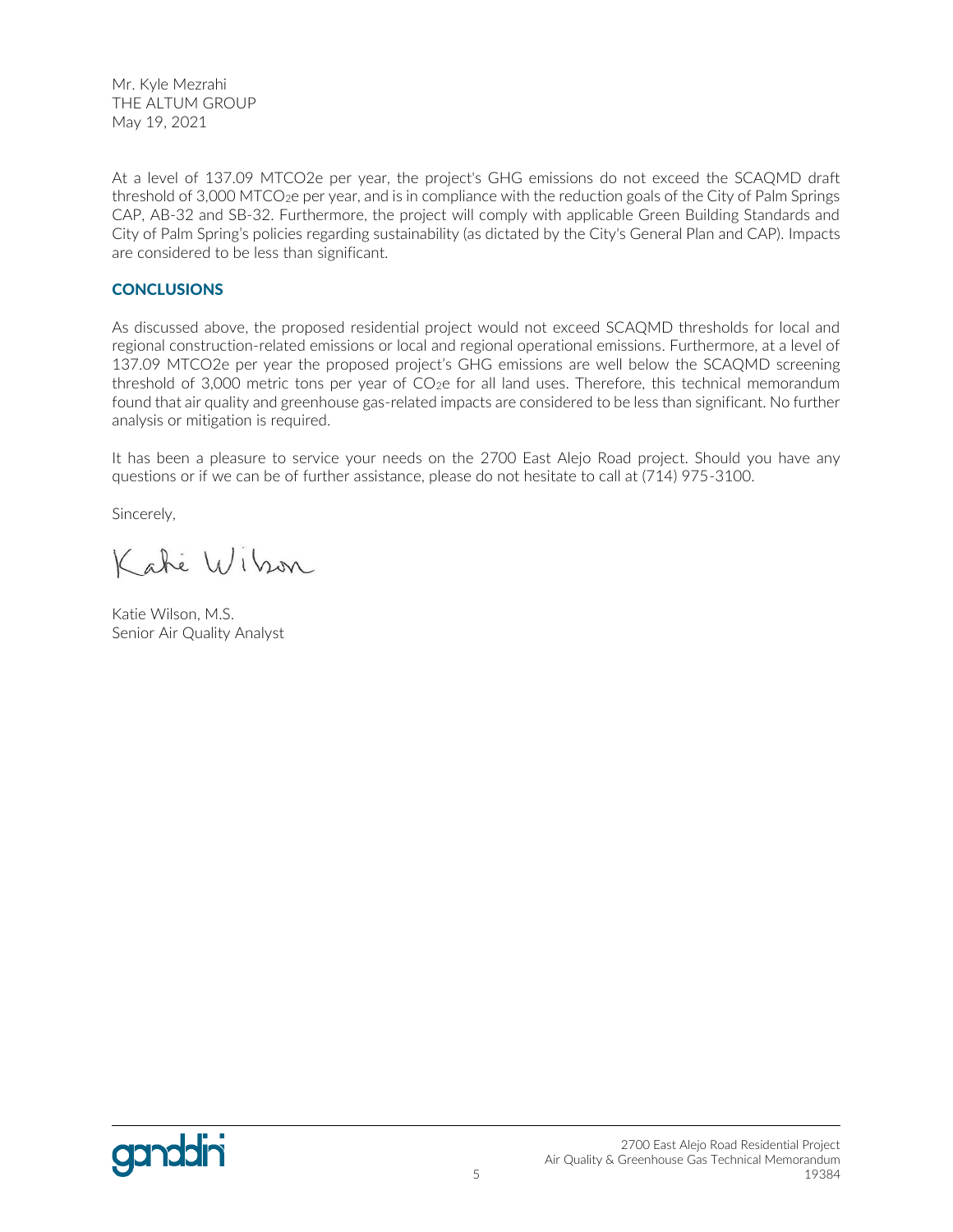Mr. Kyle Mezrahi
THE ALTUM GROUP
May 19, 2021

At a level of 137.09 MTCO2e per year, the project's GHG emissions do not exceed the SCAQMD draft threshold of 3,000 $MTCO_2e$ per year, and is in compliance with the reduction goals of the City of Palm Springs CAP, AB-32 and SB-32. Furthermore, the project will comply with applicable Green Building Standards and City of Palm Spring's policies regarding sustainability (as dictated by the City's General Plan and CAP). Impacts are considered to be less than significant.

## CONCLUSIONS

As discussed above, the proposed residential project would not exceed SCAQMD thresholds for local and regional construction-related emissions or local and regional operational emissions. Furthermore, at a level of 137.09 MTCO2e per year the proposed project's GHG emissions are well below the SCAQMD screening threshold of 3,000 metric tons per year of $CO_2e$ for all land uses. Therefore, this technical memorandum found that air quality and greenhouse gas-related impacts are considered to be less than significant. No further analysis or mitigation is required.

It has been a pleasure to service your needs on the 2700 East Alejo Road project. Should you have any questions or if we can be of further assistance, please do not hesitate to call at (714) 975-3100.

Sincerely,

Katie Wilson

Katie Wilson, M.S.
Senior Air Quality Analyst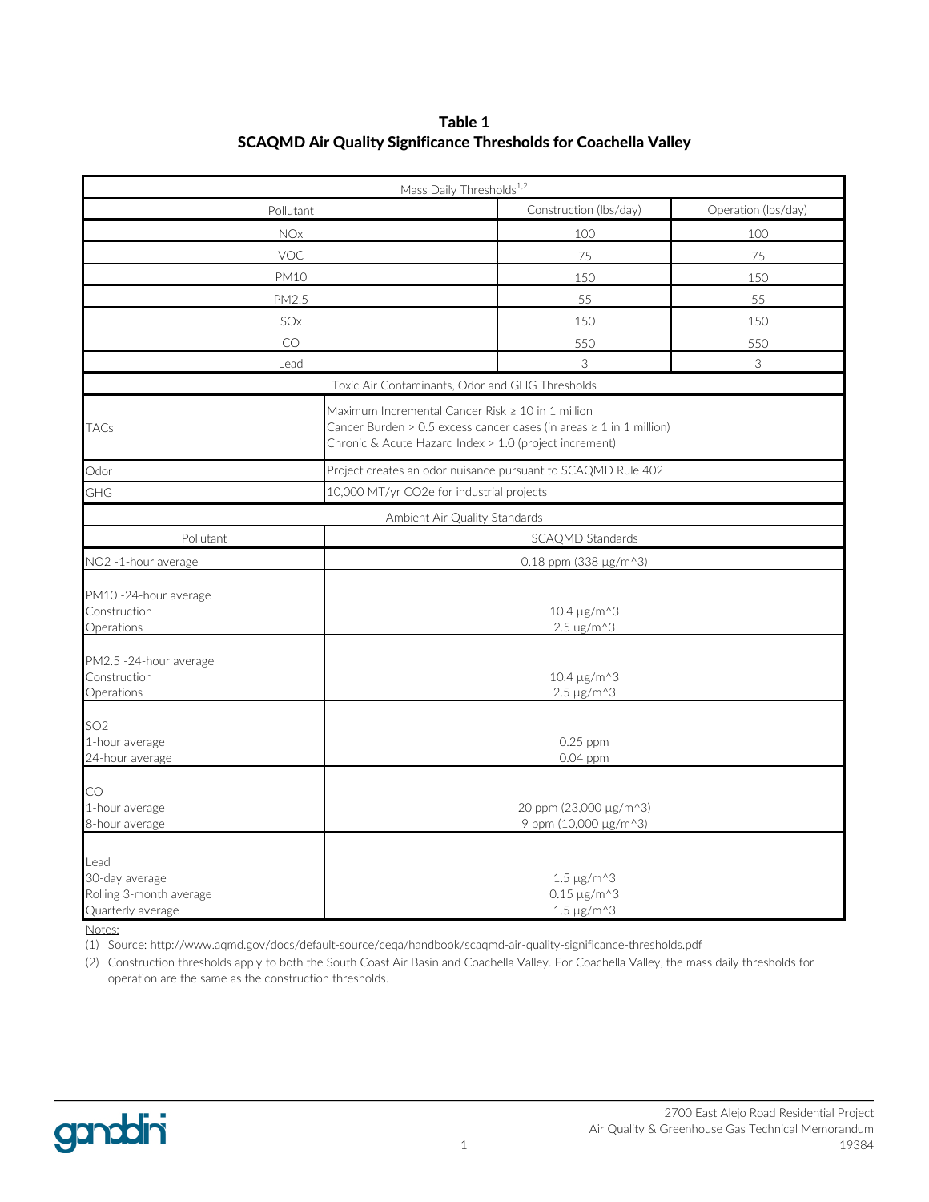**Table 1**
**SCAQMD Air Quality Significance Thresholds for Coachella Valley**

| Mass Daily Thresholds[1,2] | | |
|---|---|---|
| Pollutant | Construction (lbs/day) | Operation (lbs/day) |
| NOx | 100 | 100 |
| VOC | 75 | 75 |
| PM10 | 150 | 150 |
| PM2.5 | 55 | 55 |
| SOx | 150 | 150 |
| CO | 550 | 550 |
| Lead | 3 | 3 |

| Toxic Air Contaminants, Odor and GHG Thresholds | |
|---|---|
| TACs | Maximum Incremental Cancer Risk ≥ 10 in 1 million<br>Cancer Burden > 0.5 excess cancer cases (in areas ≥ 1 in 1 million)<br>Chronic & Acute Hazard Index > 1.0 (project increment) |
| Odor | Project creates an odor nuisance pursuant to SCAQMD Rule 402 |
| GHG | 10,000 MT/yr CO2e for industrial projects |

| Ambient Air Quality Standards | |
|---|---|
| Pollutant | SCAQMD Standards |
| NO2 -1-hour average | 0.18 ppm (338 µg/m^3) |
| PM10 -24-hour average<br>Construction<br>Operations | <br>10.4 µg/m^3<br>2.5 ug/m^3 |
| PM2.5 -24-hour average<br>Construction<br>Operations | <br>10.4 µg/m^3<br>2.5 µg/m^3 |
| SO2<br>1-hour average<br>24-hour average | <br>0.25 ppm<br>0.04 ppm |
| CO<br>1-hour average<br>8-hour average | <br>20 ppm (23,000 µg/m^3)<br>9 ppm (10,000 µg/m^3) |
| Lead<br>30-day average<br>Rolling 3-month average<br>Quarterly average | <br>1.5 µg/m^3<br>0.15 µg/m^3<br>1.5 µg/m^3 |

Notes:

(1) Source: http://www.aqmd.gov/docs/default-source/ceqa/handbook/scaqmd-air-quality-significance-thresholds.pdf

(2) Construction thresholds apply to both the South Coast Air Basin and Coachella Valley. For Coachella Valley, the mass daily thresholds for operation are the same as the construction thresholds.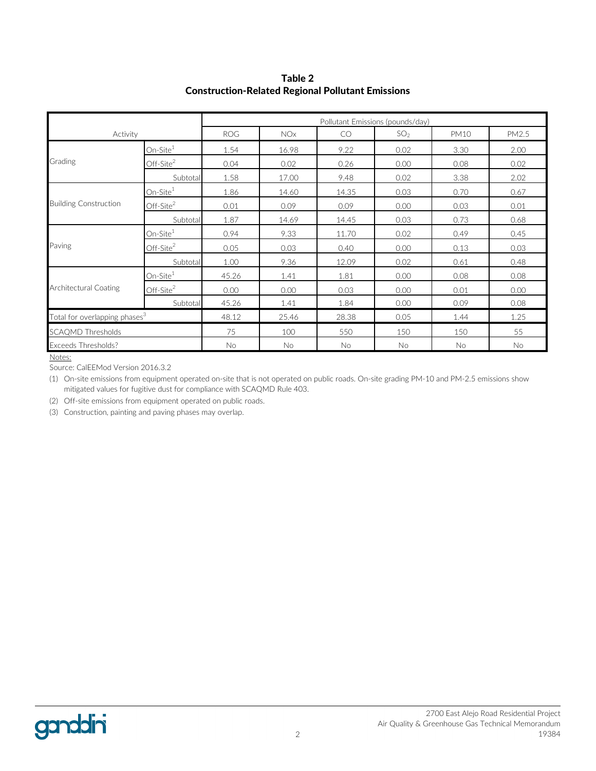**Table 2**
**Construction-Related Regional Pollutant Emissions**

| Activity | | Pollutant Emissions (pounds/day) | | | | | |
|---|---|---|---|---|---|---|---|
| | | ROG | NOx | CO | $SO_2$ | PM10 | PM2.5 |
| Grading | On-Site[1] | 1.54 | 16.98 | 9.22 | 0.02 | 3.30 | 2.00 |
| | Off-Site[2] | 0.04 | 0.02 | 0.26 | 0.00 | 0.08 | 0.02 |
| | Subtotal | 1.58 | 17.00 | 9.48 | 0.02 | 3.38 | 2.02 |
| Building Construction | On-Site[1] | 1.86 | 14.60 | 14.35 | 0.03 | 0.70 | 0.67 |
| | Off-Site[2] | 0.01 | 0.09 | 0.09 | 0.00 | 0.03 | 0.01 |
| | Subtotal | 1.87 | 14.69 | 14.45 | 0.03 | 0.73 | 0.68 |
| Paving | On-Site[1] | 0.94 | 9.33 | 11.70 | 0.02 | 0.49 | 0.45 |
| | Off-Site[2] | 0.05 | 0.03 | 0.40 | 0.00 | 0.13 | 0.03 |
| | Subtotal | 1.00 | 9.36 | 12.09 | 0.02 | 0.61 | 0.48 |
| Architectural Coating | On-Site[1] | 45.26 | 1.41 | 1.81 | 0.00 | 0.08 | 0.08 |
| | Off-Site[2] | 0.00 | 0.00 | 0.03 | 0.00 | 0.01 | 0.00 |
| | Subtotal | 45.26 | 1.41 | 1.84 | 0.00 | 0.09 | 0.08 |
| Total for overlapping phases[3] | | 48.12 | 25.46 | 28.38 | 0.05 | 1.44 | 1.25 |
| SCAQMD Thresholds | | 75 | 100 | 550 | 150 | 150 | 55 |
| Exceeds Thresholds? | | No | No | No | No | No | No |

Notes:

Source: CalEEMod Version 2016.3.2

(1) On-site emissions from equipment operated on-site that is not operated on public roads. On-site grading PM-10 and PM-2.5 emissions show mitigated values for fugitive dust for compliance with SCAQMD Rule 403.

(2) Off-site emissions from equipment operated on public roads.

(3) Construction, painting and paving phases may overlap.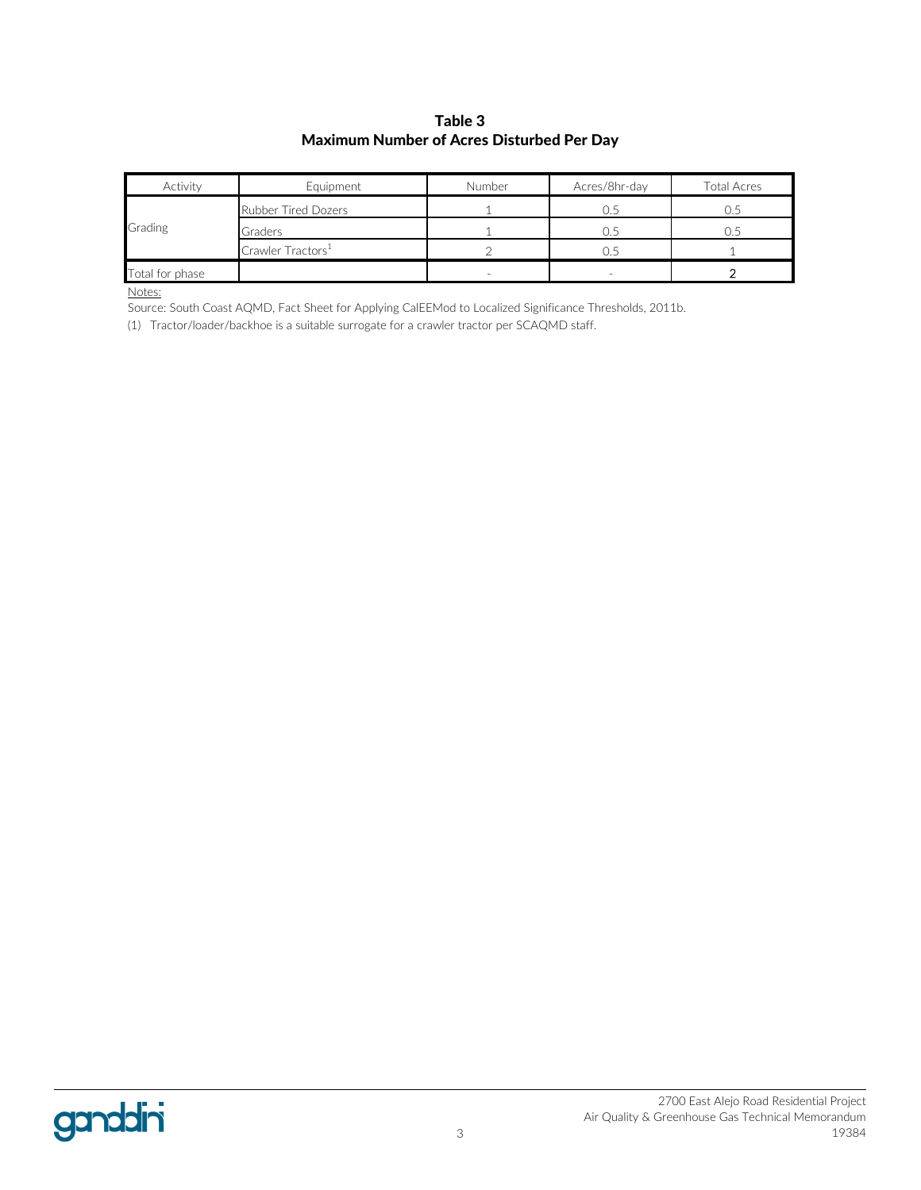**Table 3**
**Maximum Number of Acres Disturbed Per Day**

| Activity | Equipment | Number | Acres/8hr-day | Total Acres |
|---|---|---|---|---|
| Grading | Rubber Tired Dozers | 1 | 0.5 | 0.5 |
| | Graders | 1 | 0.5 | 0.5 |
| | Crawler Tractors[1] | 2 | 0.5 | 1 |
| Total for phase | | - | - | 2 |

Notes:

Source: South Coast AQMD, Fact Sheet for Applying CalEEMod to Localized Significance Thresholds, 2011b.

(1) Tractor/loader/backhoe is a suitable surrogate for a crawler tractor per SCAQMD staff.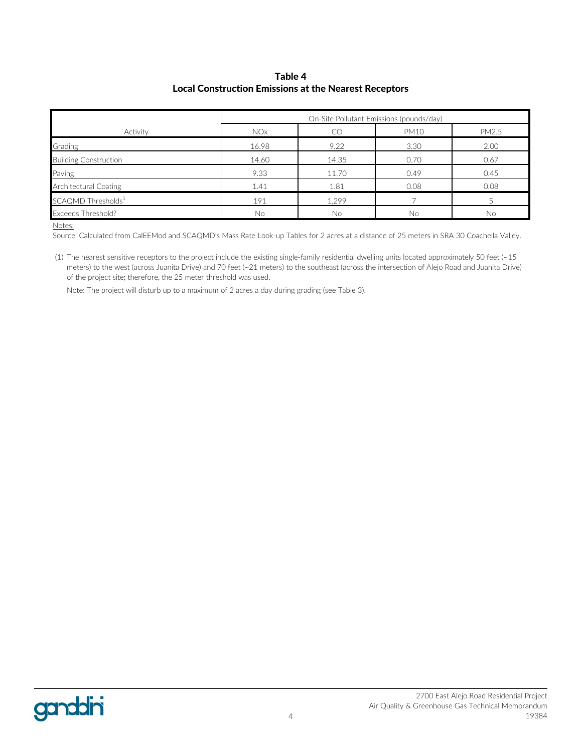## Table 4
## Local Construction Emissions at the Nearest Receptors

| Activity | On-Site Pollutant Emissions (pounds/day) | | | |
|---|---|---|---|---|
| | NOx | CO | PM10 | PM2.5 |
| Grading | 16.98 | 9.22 | 3.30 | 2.00 |
| Building Construction | 14.60 | 14.35 | 0.70 | 0.67 |
| Paving | 9.33 | 11.70 | 0.49 | 0.45 |
| Architectural Coating | 1.41 | 1.81 | 0.08 | 0.08 |
| SCAQMD Thresholds[1] | 191 | 1,299 | 7 | 5 |
| Exceeds Threshold? | No | No | No | No |

Notes:

Source: Calculated from CalEEMod and SCAQMD's Mass Rate Look-up Tables for 2 acres at a distance of 25 meters in SRA 30 Coachella Valley.

(1) The nearest sensitive receptors to the project include the existing single-family residential dwelling units located approximately 50 feet (~15 meters) to the west (across Juanita Drive) and 70 feet (~21 meters) to the southeast (across the intersection of Alejo Road and Juanita Drive) of the project site; therefore, the 25 meter threshold was used.

Note: The project will disturb up to a maximum of 2 acres a day during grading (see Table 3).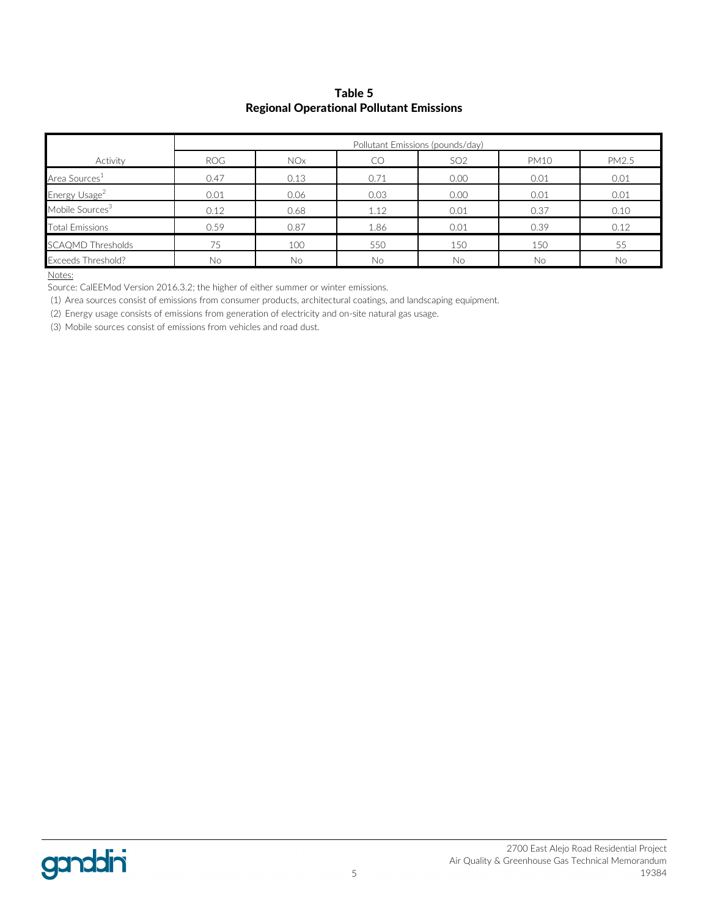**Table 5**
**Regional Operational Pollutant Emissions**

| Activity | Pollutant Emissions (pounds/day) | | | | | |
|---|---|---|---|---|---|---|
| | ROG | NOx | CO | SO2 | PM10 | PM2.5 |
| Area Sources[1] | 0.47 | 0.13 | 0.71 | 0.00 | 0.01 | 0.01 |
| Energy Usage[2] | 0.01 | 0.06 | 0.03 | 0.00 | 0.01 | 0.01 |
| Mobile Sources[3] | 0.12 | 0.68 | 1.12 | 0.01 | 0.37 | 0.10 |
| Total Emissions | 0.59 | 0.87 | 1.86 | 0.01 | 0.39 | 0.12 |
| SCAQMD Thresholds | 75 | 100 | 550 | 150 | 150 | 55 |
| Exceeds Threshold? | No | No | No | No | No | No |

Notes:

Source: CalEEMod Version 2016.3.2; the higher of either summer or winter emissions.

(1) Area sources consist of emissions from consumer products, architectural coatings, and landscaping equipment.

(2) Energy usage consists of emissions from generation of electricity and on-site natural gas usage.

(3) Mobile sources consist of emissions from vehicles and road dust.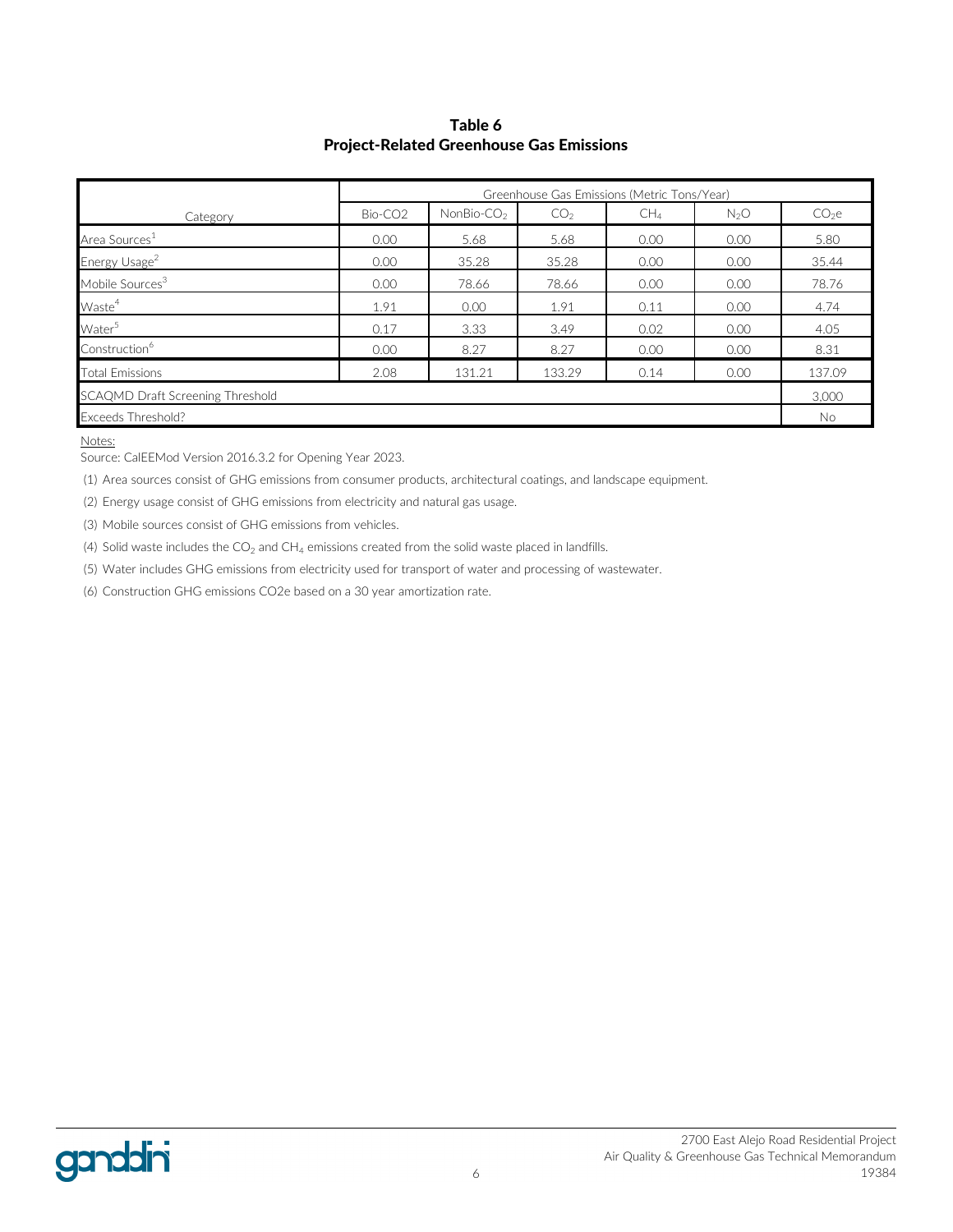**Table 6**
**Project-Related Greenhouse Gas Emissions**

| Category | Greenhouse Gas Emissions (Metric Tons/Year) | | | | | |
|---|---|---|---|---|---|---|
| | Bio-CO2 | NonBio-$CO_2$ | $CO_2$ | $CH_4$ | $N_2O$ | $CO_2e$ |
| Area Sources[1] | 0.00 | 5.68 | 5.68 | 0.00 | 0.00 | 5.80 |
| Energy Usage[2] | 0.00 | 35.28 | 35.28 | 0.00 | 0.00 | 35.44 |
| Mobile Sources[3] | 0.00 | 78.66 | 78.66 | 0.00 | 0.00 | 78.76 |
| Waste[4] | 1.91 | 0.00 | 1.91 | 0.11 | 0.00 | 4.74 |
| Water[5] | 0.17 | 3.33 | 3.49 | 0.02 | 0.00 | 4.05 |
| Construction[6] | 0.00 | 8.27 | 8.27 | 0.00 | 0.00 | 8.31 |
| Total Emissions | 2.08 | 131.21 | 133.29 | 0.14 | 0.00 | 137.09 |
| SCAQMD Draft Screening Threshold | | | | | | 3,000 |
| Exceeds Threshold? | | | | | | No |

Notes:

Source: CalEEMod Version 2016.3.2 for Opening Year 2023.

(1) Area sources consist of GHG emissions from consumer products, architectural coatings, and landscape equipment.

(2) Energy usage consist of GHG emissions from electricity and natural gas usage.

(3) Mobile sources consist of GHG emissions from vehicles.

(4) Solid waste includes the $CO_2$ and $CH_4$ emissions created from the solid waste placed in landfills.

(5) Water includes GHG emissions from electricity used for transport of water and processing of wastewater.

(6) Construction GHG emissions CO2e based on a 30 year amortization rate.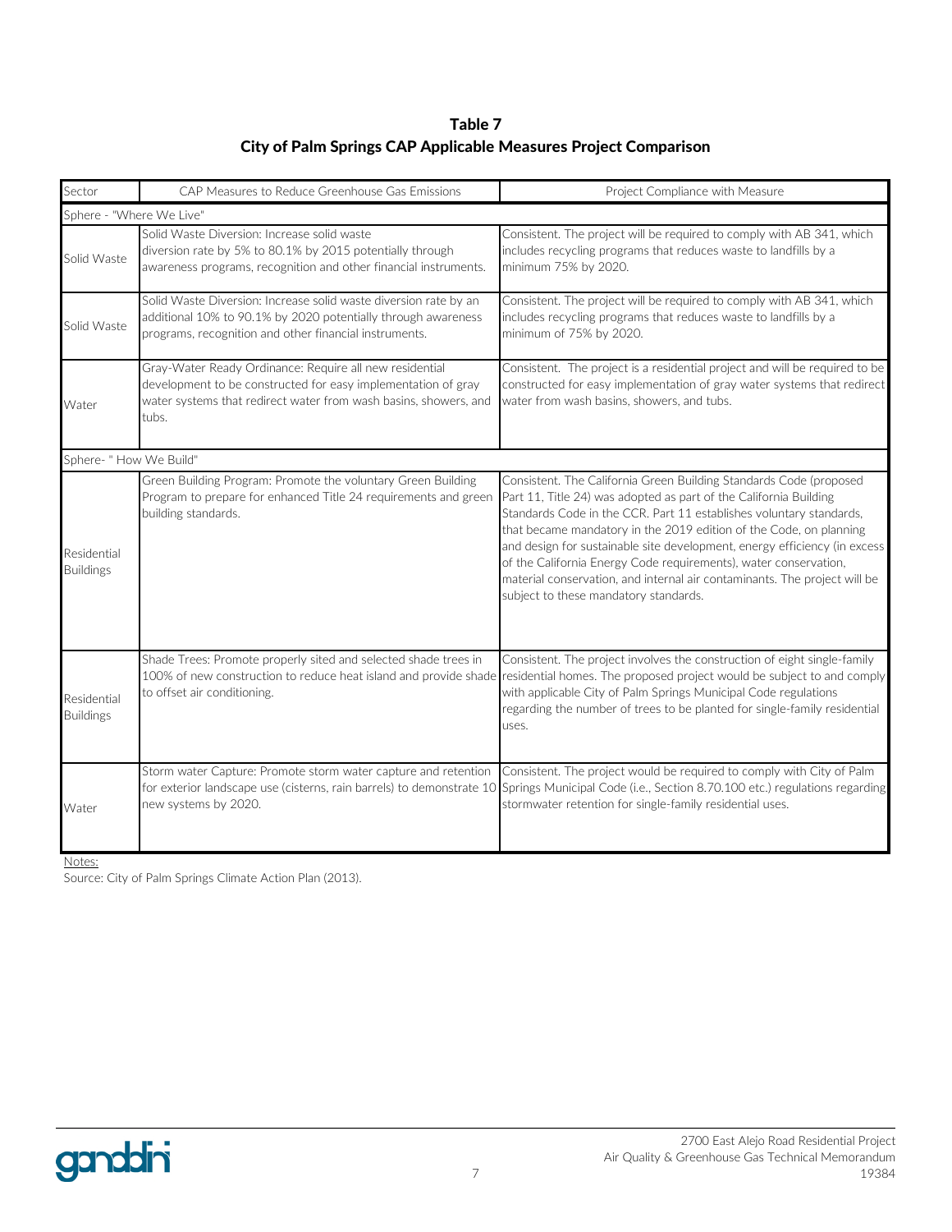**Table 7**
**City of Palm Springs CAP Applicable Measures Project Comparison**

| Sector | CAP Measures to Reduce Greenhouse Gas Emissions | Project Compliance with Measure |
|---|---|---|
| Sphere - "Where We Live" | | |
| Solid Waste | Solid Waste Diversion: Increase solid waste diversion rate by 5% to 80.1% by 2015 potentially through awareness programs, recognition and other financial instruments. | Consistent. The project will be required to comply with AB 341, which includes recycling programs that reduces waste to landfills by a minimum 75% by 2020. |
| Solid Waste | Solid Waste Diversion: Increase solid waste diversion rate by an additional 10% to 90.1% by 2020 potentially through awareness programs, recognition and other financial instruments. | Consistent. The project will be required to comply with AB 341, which includes recycling programs that reduces waste to landfills by a minimum of 75% by 2020. |
| Water | Gray-Water Ready Ordinance: Require all new residential development to be constructed for easy implementation of gray water systems that redirect water from wash basins, showers, and tubs. | Consistent. The project is a residential project and will be required to be constructed for easy implementation of gray water systems that redirect water from wash basins, showers, and tubs. |
| Sphere- " How We Build" | | |
| Residential Buildings | Green Building Program: Promote the voluntary Green Building Program to prepare for enhanced Title 24 requirements and green building standards. | Consistent. The California Green Building Standards Code (proposed Part 11, Title 24) was adopted as part of the California Building Standards Code in the CCR. Part 11 establishes voluntary standards, that became mandatory in the 2019 edition of the Code, on planning and design for sustainable site development, energy efficiency (in excess of the California Energy Code requirements), water conservation, material conservation, and internal air contaminants. The project will be subject to these mandatory standards. |
| Residential Buildings | Shade Trees: Promote properly sited and selected shade trees in 100% of new construction to reduce heat island and provide shade to offset air conditioning. | Consistent. The project involves the construction of eight single-family residential homes. The proposed project would be subject to and comply with applicable City of Palm Springs Municipal Code regulations regarding the number of trees to be planted for single-family residential uses. |
| Water | Storm water Capture: Promote storm water capture and retention for exterior landscape use (cisterns, rain barrels) to demonstrate 10 new systems by 2020. | Consistent. The project would be required to comply with City of Palm Springs Municipal Code (i.e., Section 8.70.100 etc.) regulations regarding stormwater retention for single-family residential uses. |

Notes:
Source: City of Palm Springs Climate Action Plan (2013).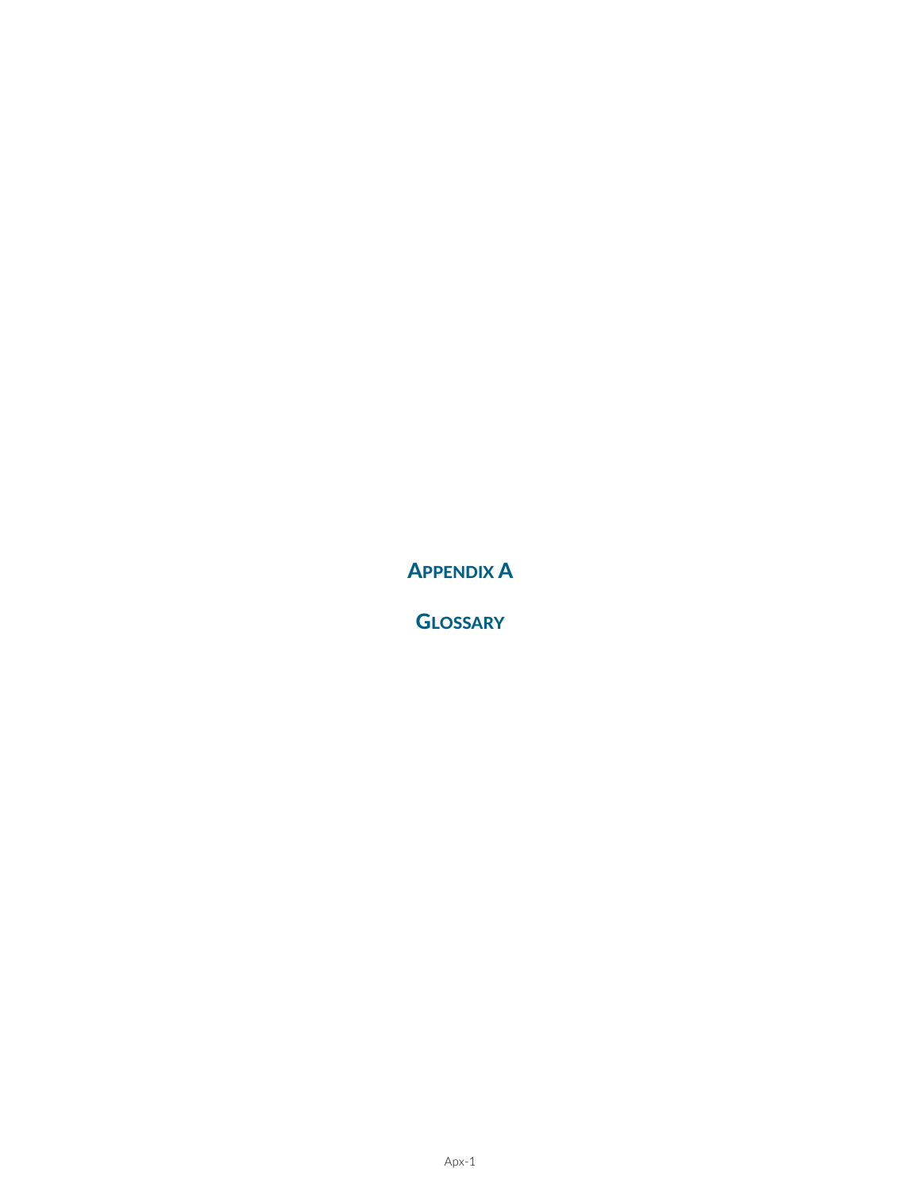# APPENDIX A

# GLOSSARY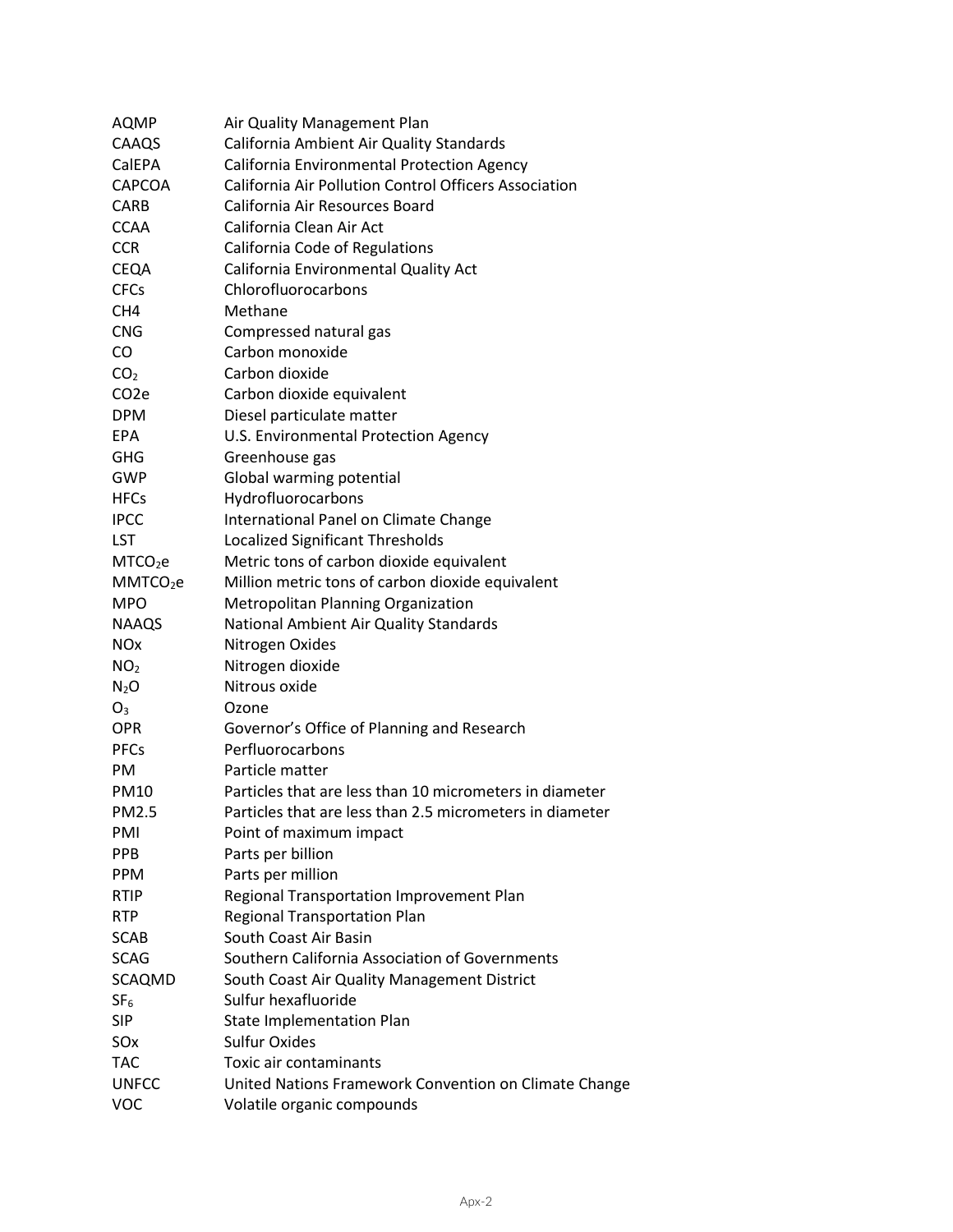| | |
|---|---|
| AQMP | Air Quality Management Plan |
| CAAQS | California Ambient Air Quality Standards |
| CalEPA | California Environmental Protection Agency |
| CAPCOA | California Air Pollution Control Officers Association |
| CARB | California Air Resources Board |
| CCAA | California Clean Air Act |
| CCR | California Code of Regulations |
| CEQA | California Environmental Quality Act |
| CFCs | Chlorofluorocarbons |
| CH4 | Methane |
| CNG | Compressed natural gas |
| CO | Carbon monoxide |
| $CO_2$ | Carbon dioxide |
| CO2e | Carbon dioxide equivalent |
| DPM | Diesel particulate matter |
| EPA | U.S. Environmental Protection Agency |
| GHG | Greenhouse gas |
| GWP | Global warming potential |
| HFCs | Hydrofluorocarbons |
| IPCC | International Panel on Climate Change |
| LST | Localized Significant Thresholds |
| $MTCO_2e$ | Metric tons of carbon dioxide equivalent |
| $MMTCO_2e$ | Million metric tons of carbon dioxide equivalent |
| MPO | Metropolitan Planning Organization |
| NAAQS | National Ambient Air Quality Standards |
| NOx | Nitrogen Oxides |
| $NO_2$ | Nitrogen dioxide |
| $N_2O$ | Nitrous oxide |
| $O_3$ | Ozone |
| OPR | Governor's Office of Planning and Research |
| PFCs | Perfluorocarbons |
| PM | Particle matter |
| PM10 | Particles that are less than 10 micrometers in diameter |
| PM2.5 | Particles that are less than 2.5 micrometers in diameter |
| PMI | Point of maximum impact |
| PPB | Parts per billion |
| PPM | Parts per million |
| RTIP | Regional Transportation Improvement Plan |
| RTP | Regional Transportation Plan |
| SCAB | South Coast Air Basin |
| SCAG | Southern California Association of Governments |
| SCAQMD | South Coast Air Quality Management District |
| $SF_6$ | Sulfur hexafluoride |
| SIP | State Implementation Plan |
| SOx | Sulfur Oxides |
| TAC | Toxic air contaminants |
| UNFCC | United Nations Framework Convention on Climate Change |
| VOC | Volatile organic compounds |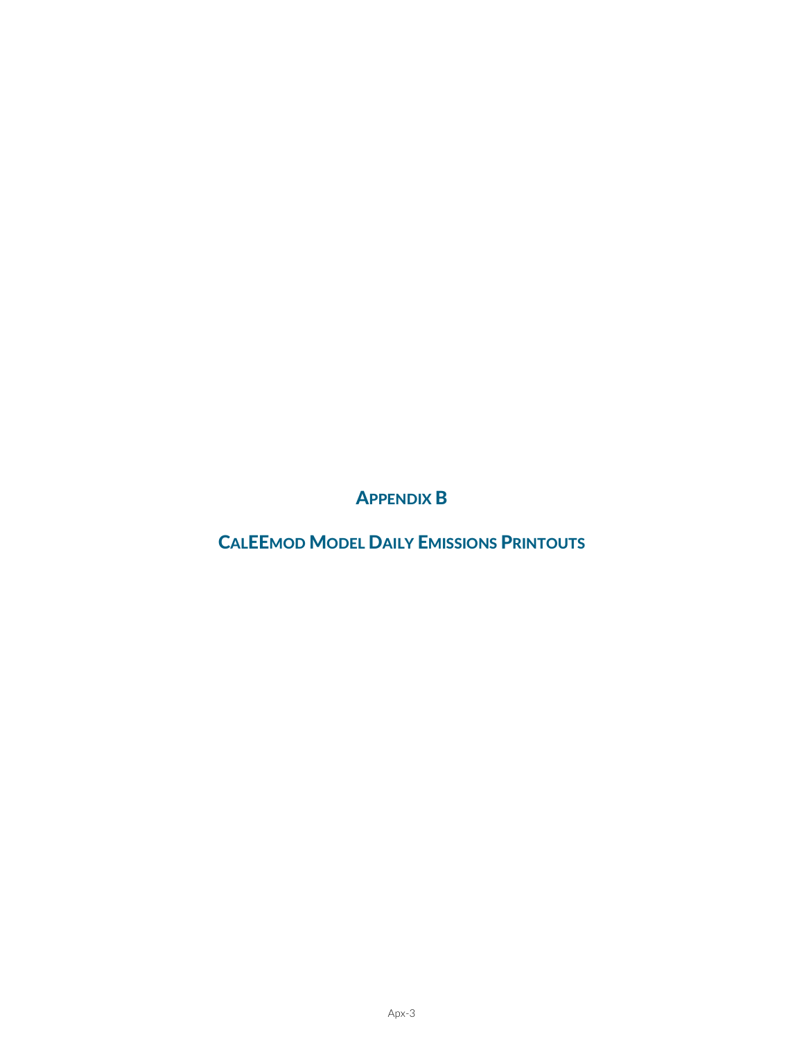# APPENDIX B

# CALEEMOD MODEL DAILY EMISSIONS PRINTOUTS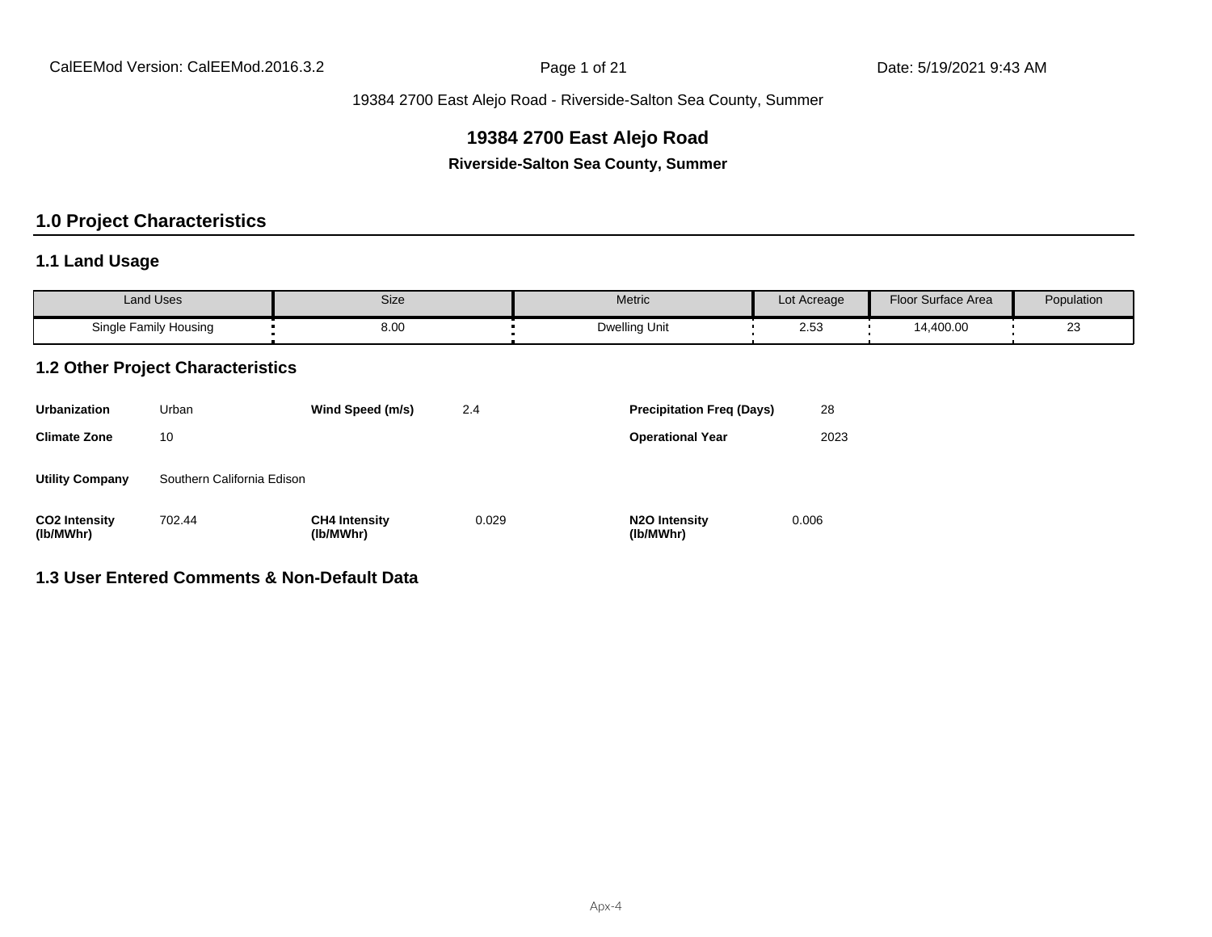# 19384 2700 East Alejo Road

**Riverside-Salton Sea County, Summer**

## 1.0 Project Characteristics

### 1.1 Land Usage

| Land Uses | Size | Metric | Lot Acreage | Floor Surface Area | Population |
|---|---|---|---|---|---|
| Single Family Housing | 8.00 | Dwelling Unit | 2.53 | 14,400.00 | 23 |

### 1.2 Other Project Characteristics

| | | | | | |
|---|---|---|---|---|---|
| **Urbanization** | Urban | **Wind Speed (m/s)** | 2.4 | **Precipitation Freq (Days)** | 28 |
| **Climate Zone** | 10 | | | **Operational Year** | 2023 |
| **Utility Company** | Southern California Edison | | | | |
| **CO2 Intensity (lb/MWhr)** | 702.44 | **CH4 Intensity (lb/MWhr)** | 0.029 | **N2O Intensity (lb/MWhr)** | 0.006 |

### 1.3 User Entered Comments & Non-Default Data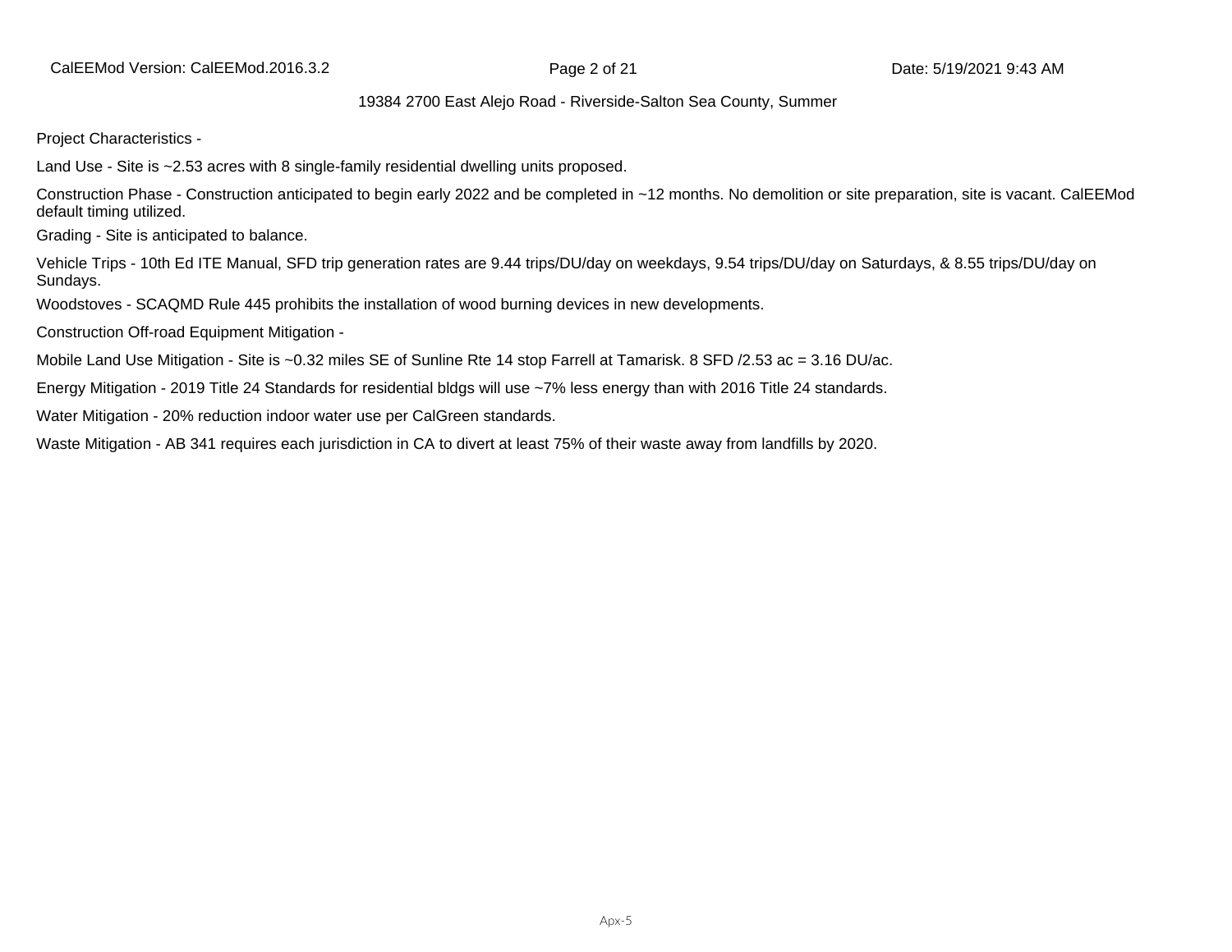Project Characteristics -

Land Use - Site is ~2.53 acres with 8 single-family residential dwelling units proposed.

Construction Phase - Construction anticipated to begin early 2022 and be completed in ~12 months. No demolition or site preparation, site is vacant. CalEEMod default timing utilized.

Grading - Site is anticipated to balance.

Vehicle Trips - 10th Ed ITE Manual, SFD trip generation rates are 9.44 trips/DU/day on weekdays, 9.54 trips/DU/day on Saturdays, & 8.55 trips/DU/day on Sundays.

Woodstoves - SCAQMD Rule 445 prohibits the installation of wood burning devices in new developments.

Construction Off-road Equipment Mitigation -

Mobile Land Use Mitigation - Site is ~0.32 miles SE of Sunline Rte 14 stop Farrell at Tamarisk. 8 SFD /2.53 ac = 3.16 DU/ac.

Energy Mitigation - 2019 Title 24 Standards for residential bldgs will use ~7% less energy than with 2016 Title 24 standards.

Water Mitigation - 20% reduction indoor water use per CalGreen standards.

Waste Mitigation - AB 341 requires each jurisdiction in CA to divert at least 75% of their waste away from landfills by 2020.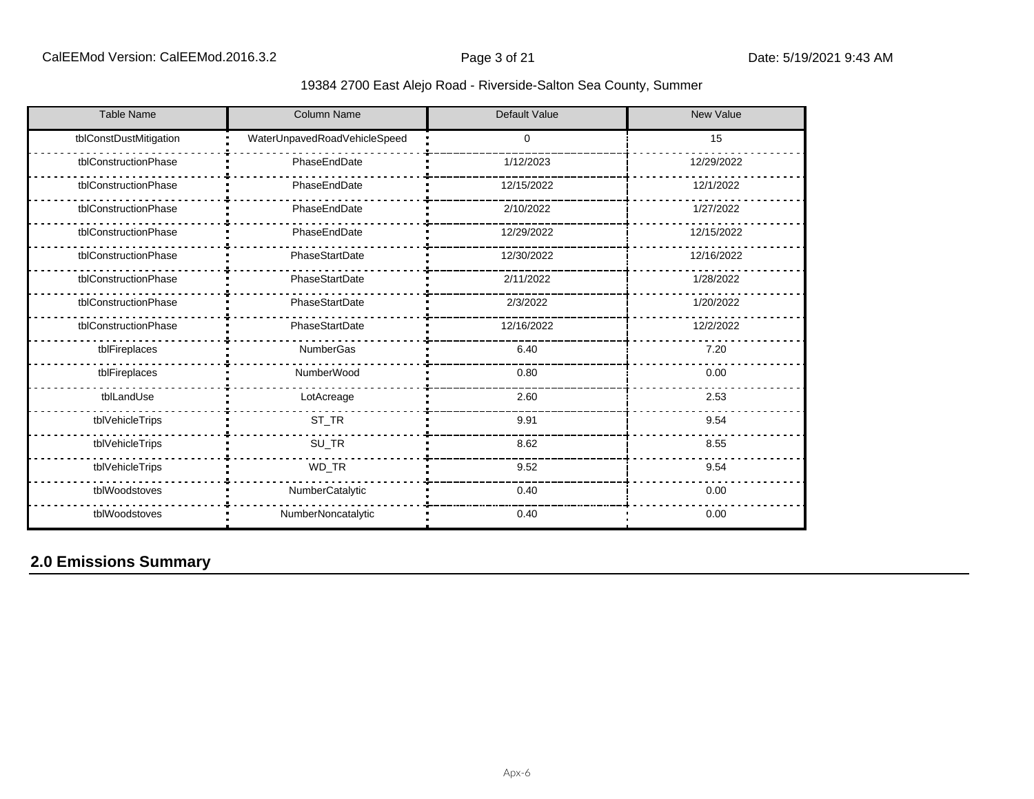| Table Name | Column Name | Default Value | New Value |
|---|---|---|---|
| tblConstDustMitigation | WaterUnpavedRoadVehicleSpeed | 0 | 15 |
| tblConstructionPhase | PhaseEndDate | 1/12/2023 | 12/29/2022 |
| tblConstructionPhase | PhaseEndDate | 12/15/2022 | 12/1/2022 |
| tblConstructionPhase | PhaseEndDate | 2/10/2022 | 1/27/2022 |
| tblConstructionPhase | PhaseEndDate | 12/29/2022 | 12/15/2022 |
| tblConstructionPhase | PhaseStartDate | 12/30/2022 | 12/16/2022 |
| tblConstructionPhase | PhaseStartDate | 2/11/2022 | 1/28/2022 |
| tblConstructionPhase | PhaseStartDate | 2/3/2022 | 1/20/2022 |
| tblConstructionPhase | PhaseStartDate | 12/16/2022 | 12/2/2022 |
| tblFireplaces | NumberGas | 6.40 | 7.20 |
| tblFireplaces | NumberWood | 0.80 | 0.00 |
| tblLandUse | LotAcreage | 2.60 | 2.53 |
| tblVehicleTrips | ST_TR | 9.91 | 9.54 |
| tblVehicleTrips | SU_TR | 8.62 | 8.55 |
| tblVehicleTrips | WD_TR | 9.52 | 9.54 |
| tblWoodstoves | NumberCatalytic | 0.40 | 0.00 |
| tblWoodstoves | NumberNoncatalytic | 0.40 | 0.00 |

## 2.0 Emissions Summary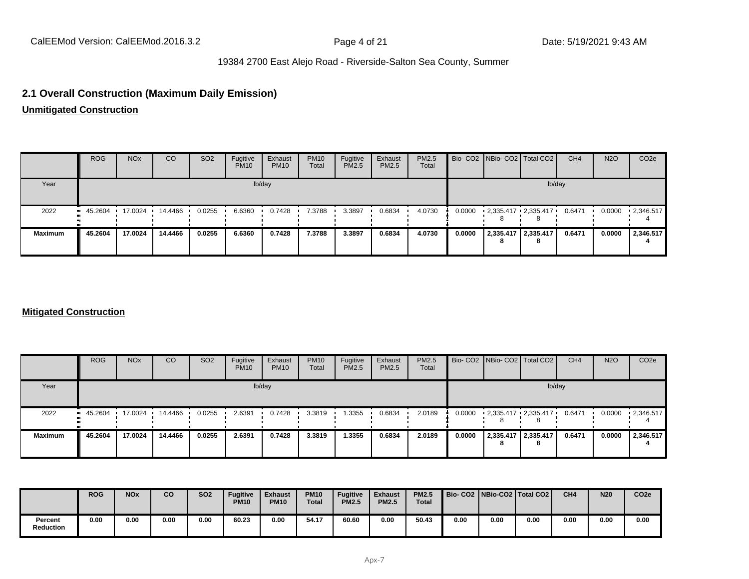## 2.1 Overall Construction (Maximum Daily Emission)

**Unmitigated Construction**

| | ROG | NOx | CO | SO2 | Fugitive PM10 | Exhaust PM10 | PM10 Total | Fugitive PM2.5 | Exhaust PM2.5 | PM2.5 Total | Bio- CO2 | NBio- CO2 | Total CO2 | CH4 | N2O | CO2e |
|---|---|---|---|---|---|---|---|---|---|---|---|---|---|---|---|---|
| Year | lb/day | | | | | | | | | | lb/day | | | | | |
| 2022 | 45.2604 | 17.0024 | 14.4466 | 0.0255 | 6.6360 | 0.7428 | 7.3788 | 3.3897 | 0.6834 | 4.0730 | 0.0000 | 2,335.4178 | 2,335.4178 | 0.6471 | 0.0000 | 2,346.5174 |
| **Maximum** | **45.2604** | **17.0024** | **14.4466** | **0.0255** | **6.6360** | **0.7428** | **7.3788** | **3.3897** | **0.6834** | **4.0730** | **0.0000** | **2,335.4178** | **2,335.4178** | **0.6471** | **0.0000** | **2,346.5174** |

**Mitigated Construction**

| | ROG | NOx | CO | SO2 | Fugitive PM10 | Exhaust PM10 | PM10 Total | Fugitive PM2.5 | Exhaust PM2.5 | PM2.5 Total | Bio- CO2 | NBio- CO2 | Total CO2 | CH4 | N2O | CO2e |
|---|---|---|---|---|---|---|---|---|---|---|---|---|---|---|---|---|
| Year | lb/day | | | | | | | | | | lb/day | | | | | |
| 2022 | 45.2604 | 17.0024 | 14.4466 | 0.0255 | 2.6391 | 0.7428 | 3.3819 | 1.3355 | 0.6834 | 2.0189 | 0.0000 | 2,335.4178 | 2,335.4178 | 0.6471 | 0.0000 | 2,346.5174 |
| **Maximum** | **45.2604** | **17.0024** | **14.4466** | **0.0255** | **2.6391** | **0.7428** | **3.3819** | **1.3355** | **0.6834** | **2.0189** | **0.0000** | **2,335.4178** | **2,335.4178** | **0.6471** | **0.0000** | **2,346.5174** |

| | ROG | NOx | CO | SO2 | Fugitive PM10 | Exhaust PM10 | PM10 Total | Fugitive PM2.5 | Exhaust PM2.5 | PM2.5 Total | Bio- CO2 | NBio-CO2 | Total CO2 | CH4 | N20 | CO2e |
|---|---|---|---|---|---|---|---|---|---|---|---|---|---|---|---|---|
| **Percent Reduction** | **0.00** | **0.00** | **0.00** | **0.00** | **60.23** | **0.00** | **54.17** | **60.60** | **0.00** | **50.43** | **0.00** | **0.00** | **0.00** | **0.00** | **0.00** | **0.00** |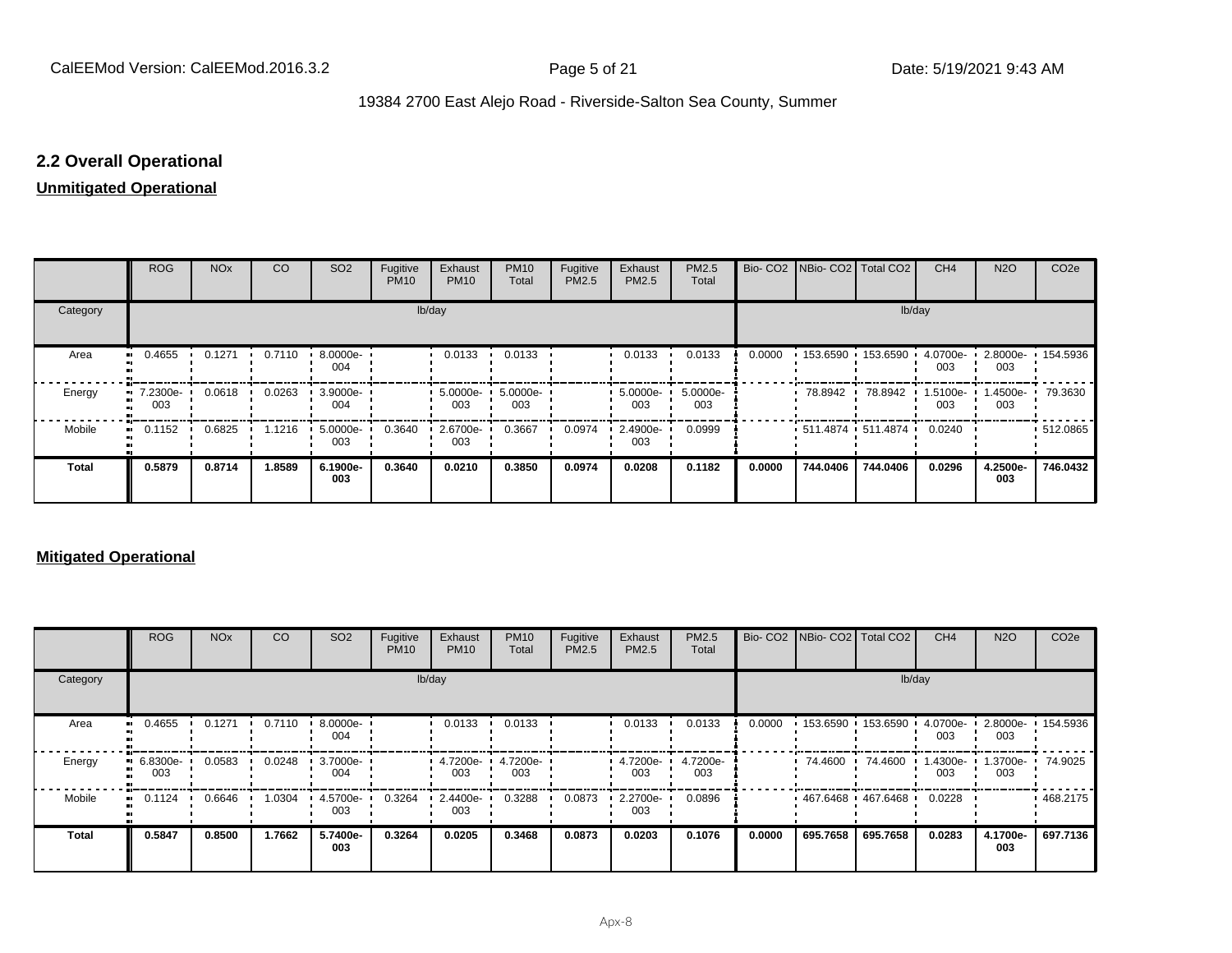## 2.2 Overall Operational

**Unmitigated Operational**

| | ROG | NOx | CO | SO2 | Fugitive PM10 | Exhaust PM10 | PM10 Total | Fugitive PM2.5 | Exhaust PM2.5 | PM2.5 Total | Bio- CO2 | NBio- CO2 | Total CO2 | CH4 | N2O | CO2e |
|---|---|---|---|---|---|---|---|---|---|---|---|---|---|---|---|---|
| Category | lb/day | | | | | | | | | | lb/day | | | | | |
| Area | 0.4655 | 0.1271 | 0.7110 | 8.0000e-004 | | 0.0133 | 0.0133 | | 0.0133 | 0.0133 | 0.0000 | 153.6590 | 153.6590 | 4.0700e-003 | 2.8000e-003 | 154.5936 |
| Energy | 7.2300e-003 | 0.0618 | 0.0263 | 3.9000e-004 | | 5.0000e-003 | 5.0000e-003 | | 5.0000e-003 | 5.0000e-003 | | 78.8942 | 78.8942 | 1.5100e-003 | 1.4500e-003 | 79.3630 |
| Mobile | 0.1152 | 0.6825 | 1.1216 | 5.0000e-003 | 0.3640 | 2.6700e-003 | 0.3667 | 0.0974 | 2.4900e-003 | 0.0999 | | 511.4874 | 511.4874 | 0.0240 | | 512.0865 |
| **Total** | **0.5879** | **0.8714** | **1.8589** | **6.1900e-003** | **0.3640** | **0.0210** | **0.3850** | **0.0974** | **0.0208** | **0.1182** | **0.0000** | **744.0406** | **744.0406** | **0.0296** | **4.2500e-003** | **746.0432** |

**Mitigated Operational**

| | ROG | NOx | CO | SO2 | Fugitive PM10 | Exhaust PM10 | PM10 Total | Fugitive PM2.5 | Exhaust PM2.5 | PM2.5 Total | Bio- CO2 | NBio- CO2 | Total CO2 | CH4 | N2O | CO2e |
|---|---|---|---|---|---|---|---|---|---|---|---|---|---|---|---|---|
| Category | lb/day | | | | | | | | | | lb/day | | | | | |
| Area | 0.4655 | 0.1271 | 0.7110 | 8.0000e-004 | | 0.0133 | 0.0133 | | 0.0133 | 0.0133 | 0.0000 | 153.6590 | 153.6590 | 4.0700e-003 | 2.8000e-003 | 154.5936 |
| Energy | 6.8300e-003 | 0.0583 | 0.0248 | 3.7000e-004 | | 4.7200e-003 | 4.7200e-003 | | 4.7200e-003 | 4.7200e-003 | | 74.4600 | 74.4600 | 1.4300e-003 | 1.3700e-003 | 74.9025 |
| Mobile | 0.1124 | 0.6646 | 1.0304 | 4.5700e-003 | 0.3264 | 2.4400e-003 | 0.3288 | 0.0873 | 2.2700e-003 | 0.0896 | | 467.6468 | 467.6468 | 0.0228 | | 468.2175 |
| **Total** | **0.5847** | **0.8500** | **1.7662** | **5.7400e-003** | **0.3264** | **0.0205** | **0.3468** | **0.0873** | **0.0203** | **0.1076** | **0.0000** | **695.7658** | **695.7658** | **0.0283** | **4.1700e-003** | **697.7136** |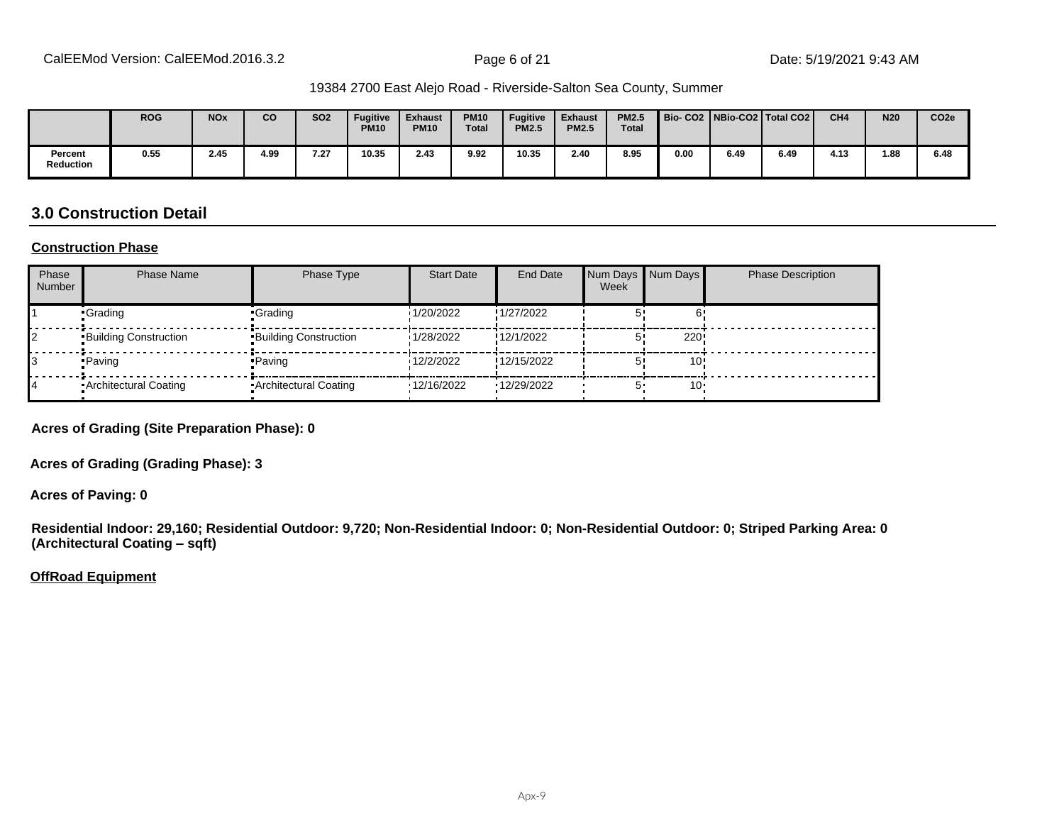19384 2700 East Alejo Road - Riverside-Salton Sea County, Summer

| | ROG | NOx | CO | SO2 | Fugitive PM10 | Exhaust PM10 | PM10 Total | Fugitive PM2.5 | Exhaust PM2.5 | PM2.5 Total | Bio- CO2 | NBio-CO2 | Total CO2 | CH4 | N20 | CO2e |
|---|---|---|---|---|---|---|---|---|---|---|---|---|---|---|---|---|
| Percent Reduction | 0.55 | 2.45 | 4.99 | 7.27 | 10.35 | 2.43 | 9.92 | 10.35 | 2.40 | 8.95 | 0.00 | 6.49 | 6.49 | 4.13 | 1.88 | 6.48 |

## 3.0 Construction Detail

**Construction Phase**

| Phase Number | Phase Name | Phase Type | Start Date | End Date | Num Days Week | Num Days | Phase Description |
|---|---|---|---|---|---|---|---|
| 1 | Grading | Grading | 1/20/2022 | 1/27/2022 | 5 | 6 | |
| 2 | Building Construction | Building Construction | 1/28/2022 | 12/1/2022 | 5 | 220 | |
| 3 | Paving | Paving | 12/2/2022 | 12/15/2022 | 5 | 10 | |
| 4 | Architectural Coating | Architectural Coating | 12/16/2022 | 12/29/2022 | 5 | 10 | |

**Acres of Grading (Site Preparation Phase): 0**

**Acres of Grading (Grading Phase): 3**

**Acres of Paving: 0**

**Residential Indoor: 29,160; Residential Outdoor: 9,720; Non-Residential Indoor: 0; Non-Residential Outdoor: 0; Striped Parking Area: 0 (Architectural Coating – sqft)**

**OffRoad Equipment**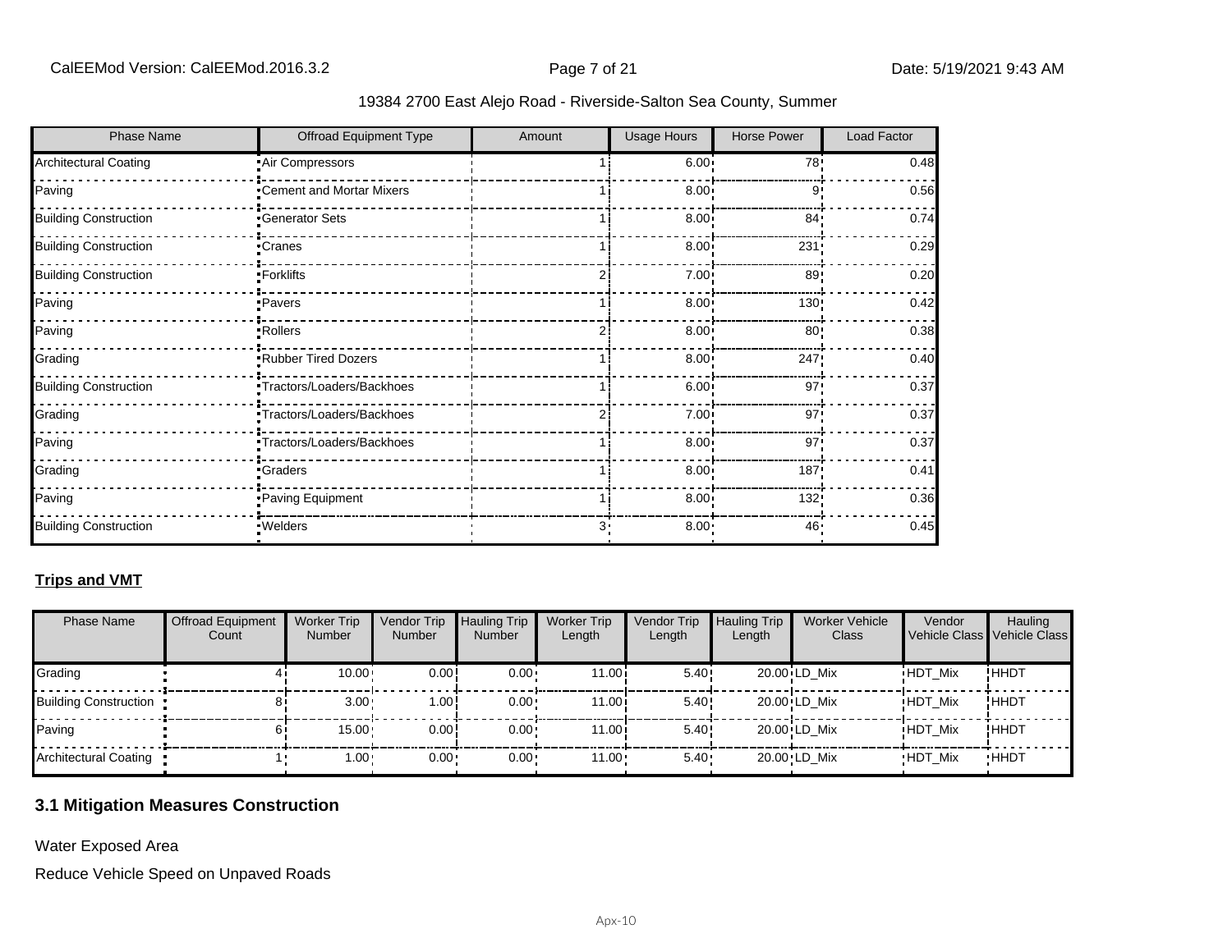19384 2700 East Alejo Road - Riverside-Salton Sea County, Summer

| Phase Name | Offroad Equipment Type | Amount | Usage Hours | Horse Power | Load Factor |
|---|---|---|---|---|---|
| Architectural Coating | Air Compressors | 1 | 6.00 | 78 | 0.48 |
| Paving | Cement and Mortar Mixers | 1 | 8.00 | 9 | 0.56 |
| Building Construction | Generator Sets | 1 | 8.00 | 84 | 0.74 |
| Building Construction | Cranes | 1 | 8.00 | 231 | 0.29 |
| Building Construction | Forklifts | 2 | 7.00 | 89 | 0.20 |
| Paving | Pavers | 1 | 8.00 | 130 | 0.42 |
| Paving | Rollers | 2 | 8.00 | 80 | 0.38 |
| Grading | Rubber Tired Dozers | 1 | 8.00 | 247 | 0.40 |
| Building Construction | Tractors/Loaders/Backhoes | 1 | 6.00 | 97 | 0.37 |
| Grading | Tractors/Loaders/Backhoes | 2 | 7.00 | 97 | 0.37 |
| Paving | Tractors/Loaders/Backhoes | 1 | 8.00 | 97 | 0.37 |
| Grading | Graders | 1 | 8.00 | 187 | 0.41 |
| Paving | Paving Equipment | 1 | 8.00 | 132 | 0.36 |
| Building Construction | Welders | 3 | 8.00 | 46 | 0.45 |

**Trips and VMT**

| Phase Name | Offroad Equipment Count | Worker Trip Number | Vendor Trip Number | Hauling Trip Number | Worker Trip Length | Vendor Trip Length | Hauling Trip Length | Worker Vehicle Class | Vendor Vehicle Class | Hauling Vehicle Class |
|---|---|---|---|---|---|---|---|---|---|---|
| Grading | 4 | 10.00 | 0.00 | 0.00 | 11.00 | 5.40 | 20.00 | LD_Mix | HDT_Mix | HHDT |
| Building Construction | 8 | 3.00 | 1.00 | 0.00 | 11.00 | 5.40 | 20.00 | LD_Mix | HDT_Mix | HHDT |
| Paving | 6 | 15.00 | 0.00 | 0.00 | 11.00 | 5.40 | 20.00 | LD_Mix | HDT_Mix | HHDT |
| Architectural Coating | 1 | 1.00 | 0.00 | 0.00 | 11.00 | 5.40 | 20.00 | LD_Mix | HDT_Mix | HHDT |

## 3.1 Mitigation Measures Construction

Water Exposed Area

Reduce Vehicle Speed on Unpaved Roads

Apx-10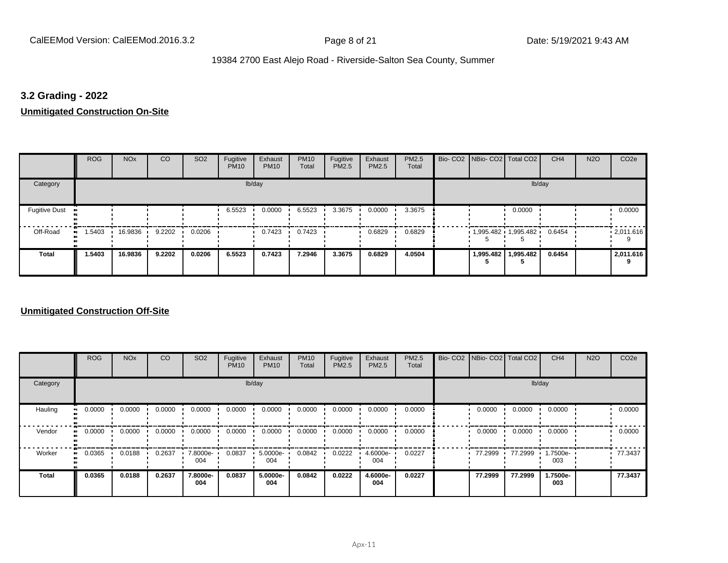## 3.2 Grading - 2022

**Unmitigated Construction On-Site**

| | ROG | NOx | CO | SO2 | Fugitive PM10 | Exhaust PM10 | PM10 Total | Fugitive PM2.5 | Exhaust PM2.5 | PM2.5 Total | Bio- CO2 | NBio- CO2 | Total CO2 | CH4 | N2O | CO2e |
|---|---|---|---|---|---|---|---|---|---|---|---|---|---|---|---|---|
| Category | lb/day | | | | | | | | | | lb/day | | | | | |
| Fugitive Dust | | | | | 6.5523 | 0.0000 | 6.5523 | 3.3675 | 0.0000 | 3.3675 | | | 0.0000 | | | 0.0000 |
| Off-Road | 1.5403 | 16.9836 | 9.2202 | 0.0206 | | 0.7423 | 0.7423 | | 0.6829 | 0.6829 | | 1,995.4825 | 1,995.4825 | 0.6454 | | 2,011.6169 |
| **Total** | **1.5403** | **16.9836** | **9.2202** | **0.0206** | **6.5523** | **0.7423** | **7.2946** | **3.3675** | **0.6829** | **4.0504** | | **1,995.4825** | **1,995.4825** | **0.6454** | | **2,011.6169** |

**Unmitigated Construction Off-Site**

| | ROG | NOx | CO | SO2 | Fugitive PM10 | Exhaust PM10 | PM10 Total | Fugitive PM2.5 | Exhaust PM2.5 | PM2.5 Total | Bio- CO2 | NBio- CO2 | Total CO2 | CH4 | N2O | CO2e |
|---|---|---|---|---|---|---|---|---|---|---|---|---|---|---|---|---|
| Category | lb/day | | | | | | | | | | lb/day | | | | | |
| Hauling | 0.0000 | 0.0000 | 0.0000 | 0.0000 | 0.0000 | 0.0000 | 0.0000 | 0.0000 | 0.0000 | 0.0000 | | 0.0000 | 0.0000 | 0.0000 | | 0.0000 |
| Vendor | 0.0000 | 0.0000 | 0.0000 | 0.0000 | 0.0000 | 0.0000 | 0.0000 | 0.0000 | 0.0000 | 0.0000 | | 0.0000 | 0.0000 | 0.0000 | | 0.0000 |
| Worker | 0.0365 | 0.0188 | 0.2637 | 7.8000e-004 | 0.0837 | 5.0000e-004 | 0.0842 | 0.0222 | 4.6000e-004 | 0.0227 | | 77.2999 | 77.2999 | 1.7500e-003 | | 77.3437 |
| **Total** | **0.0365** | **0.0188** | **0.2637** | **7.8000e-004** | **0.0837** | **5.0000e-004** | **0.0842** | **0.0222** | **4.6000e-004** | **0.0227** | | **77.2999** | **77.2999** | **1.7500e-003** | | **77.3437** |

Apx-11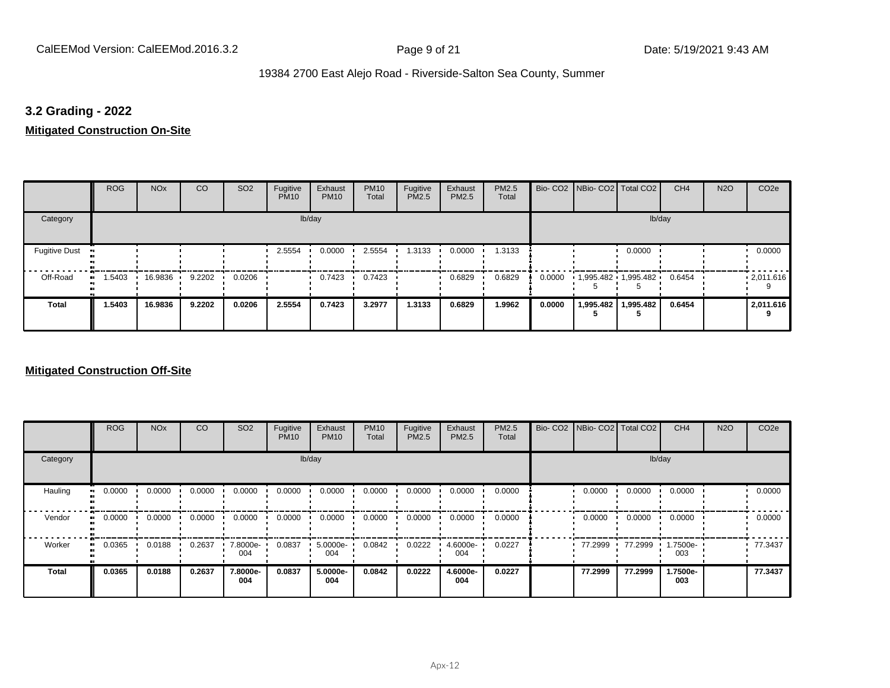### 3.2 Grading - 2022

**Mitigated Construction On-Site**

| | ROG | NOx | CO | SO2 | Fugitive PM10 | Exhaust PM10 | PM10 Total | Fugitive PM2.5 | Exhaust PM2.5 | PM2.5 Total | Bio- CO2 | NBio- CO2 | Total CO2 | CH4 | N2O | CO2e |
|---|---|---|---|---|---|---|---|---|---|---|---|---|---|---|---|---|
| Category | lb/day | | | | | | | | | | lb/day | | | | | |
| Fugitive Dust | | | | | 2.5554 | 0.0000 | 2.5554 | 1.3133 | 0.0000 | 1.3133 | | | 0.0000 | | | 0.0000 |
| Off-Road | 1.5403 | 16.9836 | 9.2202 | 0.0206 | | 0.7423 | 0.7423 | | 0.6829 | 0.6829 | 0.0000 | 1,995.4825 | 1,995.4825 | 0.6454 | | 2,011.6169 |
| **Total** | **1.5403** | **16.9836** | **9.2202** | **0.0206** | **2.5554** | **0.7423** | **3.2977** | **1.3133** | **0.6829** | **1.9962** | **0.0000** | **1,995.4825** | **1,995.4825** | **0.6454** | | **2,011.6169** |

**Mitigated Construction Off-Site**

| | ROG | NOx | CO | SO2 | Fugitive PM10 | Exhaust PM10 | PM10 Total | Fugitive PM2.5 | Exhaust PM2.5 | PM2.5 Total | Bio- CO2 | NBio- CO2 | Total CO2 | CH4 | N2O | CO2e |
|---|---|---|---|---|---|---|---|---|---|---|---|---|---|---|---|---|
| Category | lb/day | | | | | | | | | | lb/day | | | | | |
| Hauling | 0.0000 | 0.0000 | 0.0000 | 0.0000 | 0.0000 | 0.0000 | 0.0000 | 0.0000 | 0.0000 | 0.0000 | | 0.0000 | 0.0000 | 0.0000 | | 0.0000 |
| Vendor | 0.0000 | 0.0000 | 0.0000 | 0.0000 | 0.0000 | 0.0000 | 0.0000 | 0.0000 | 0.0000 | 0.0000 | | 0.0000 | 0.0000 | 0.0000 | | 0.0000 |
| Worker | 0.0365 | 0.0188 | 0.2637 | 7.8000e-004 | 0.0837 | 5.0000e-004 | 0.0842 | 0.0222 | 4.6000e-004 | 0.0227 | | 77.2999 | 77.2999 | 1.7500e-003 | | 77.3437 |
| **Total** | **0.0365** | **0.0188** | **0.2637** | **7.8000e-004** | **0.0837** | **5.0000e-004** | **0.0842** | **0.0222** | **4.6000e-004** | **0.0227** | | **77.2999** | **77.2999** | **1.7500e-003** | | **77.3437** |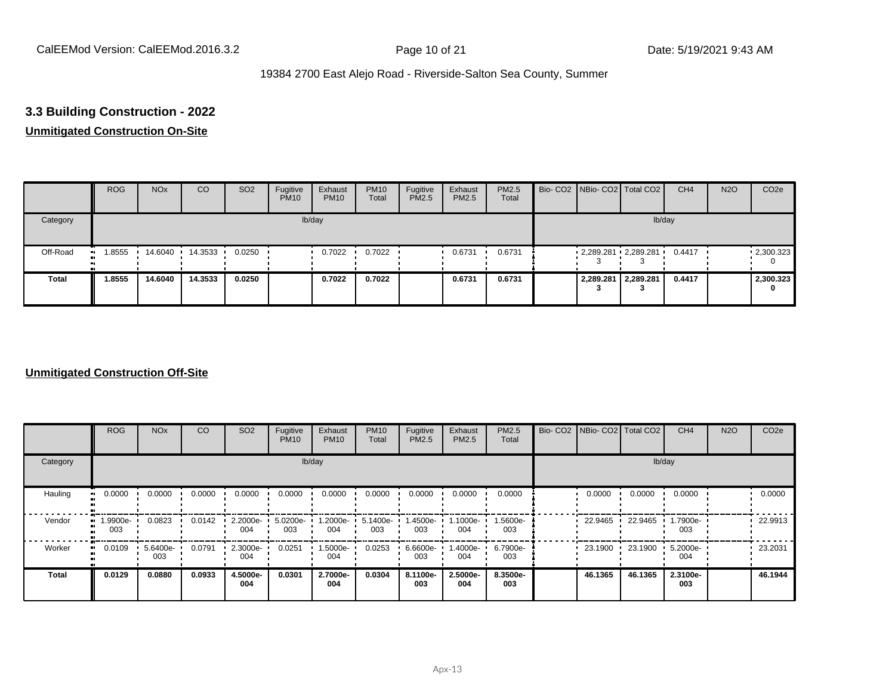19384 2700 East Alejo Road - Riverside-Salton Sea County, Summer

### 3.3 Building Construction - 2022

**Unmitigated Construction On-Site**

| | ROG | NOx | CO | SO2 | Fugitive PM10 | Exhaust PM10 | PM10 Total | Fugitive PM2.5 | Exhaust PM2.5 | PM2.5 Total | Bio- CO2 | NBio- CO2 | Total CO2 | CH4 | N2O | CO2e |
|---|---|---|---|---|---|---|---|---|---|---|---|---|---|---|---|---|
| Category | lb/day | | | | | | | | | | lb/day | | | | | |
| Off-Road | 1.8555 | 14.6040 | 14.3533 | 0.0250 | | 0.7022 | 0.7022 | | 0.6731 | 0.6731 | | 2,289.2813 | 2,289.2813 | 0.4417 | | 2,300.3230 |
| **Total** | **1.8555** | **14.6040** | **14.3533** | **0.0250** | | **0.7022** | **0.7022** | | **0.6731** | **0.6731** | | **2,289.2813** | **2,289.2813** | **0.4417** | | **2,300.3230** |

**Unmitigated Construction Off-Site**

| | ROG | NOx | CO | SO2 | Fugitive PM10 | Exhaust PM10 | PM10 Total | Fugitive PM2.5 | Exhaust PM2.5 | PM2.5 Total | Bio- CO2 | NBio- CO2 | Total CO2 | CH4 | N2O | CO2e |
|---|---|---|---|---|---|---|---|---|---|---|---|---|---|---|---|---|
| Category | lb/day | | | | | | | | | | lb/day | | | | | |
| Hauling | 0.0000 | 0.0000 | 0.0000 | 0.0000 | 0.0000 | 0.0000 | 0.0000 | 0.0000 | 0.0000 | 0.0000 | | 0.0000 | 0.0000 | 0.0000 | | 0.0000 |
| Vendor | 1.9900e-003 | 0.0823 | 0.0142 | 2.2000e-004 | 5.0200e-003 | 1.2000e-004 | 5.1400e-003 | 1.4500e-003 | 1.1000e-004 | 1.5600e-003 | | 22.9465 | 22.9465 | 1.7900e-003 | | 22.9913 |
| Worker | 0.0109 | 5.6400e-003 | 0.0791 | 2.3000e-004 | 0.0251 | 1.5000e-004 | 0.0253 | 6.6600e-003 | 1.4000e-004 | 6.7900e-003 | | 23.1900 | 23.1900 | 5.2000e-004 | | 23.2031 |
| **Total** | **0.0129** | **0.0880** | **0.0933** | **4.5000e-004** | **0.0301** | **2.7000e-004** | **0.0304** | **8.1100e-003** | **2.5000e-004** | **8.3500e-003** | | **46.1365** | **46.1365** | **2.3100e-003** | | **46.1944** |

Apx-13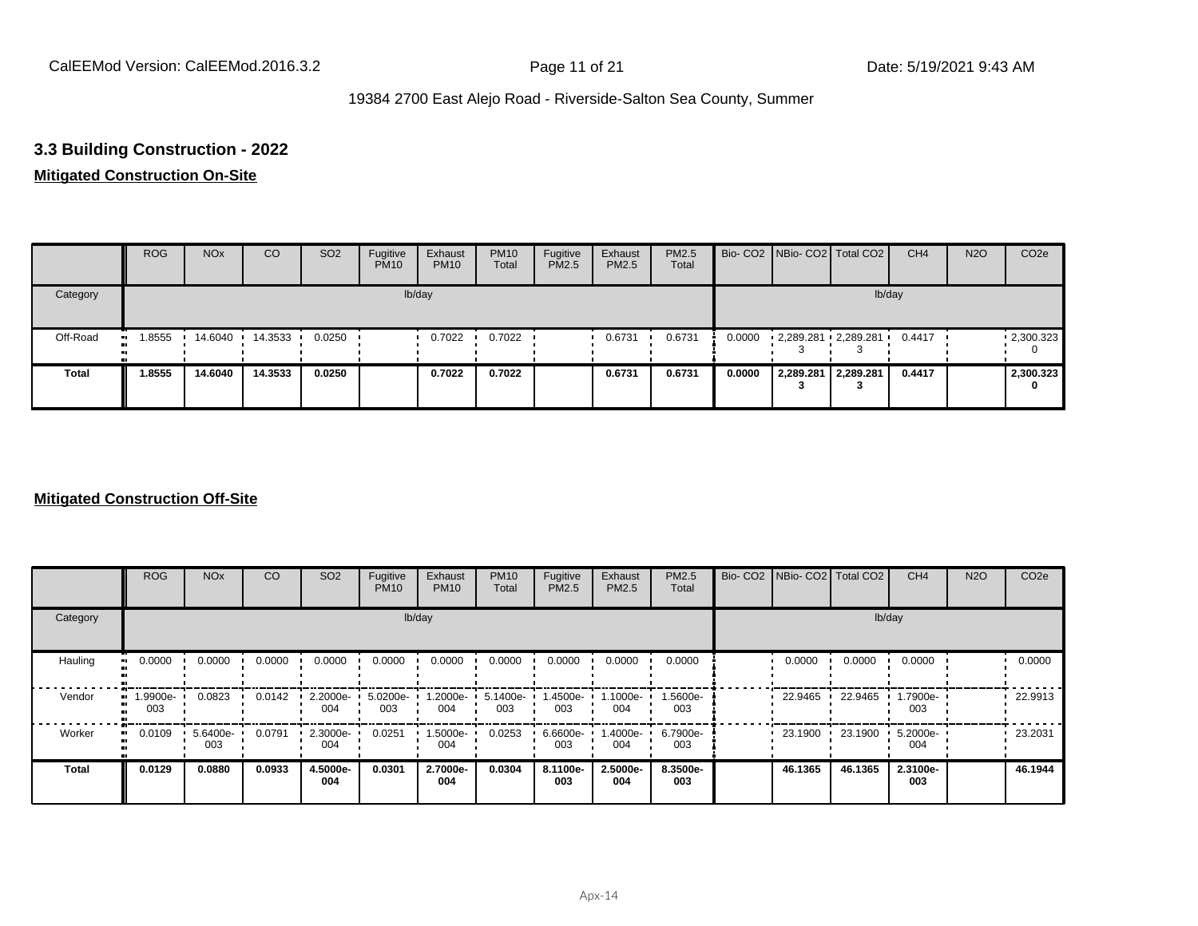## 3.3 Building Construction - 2022

**Mitigated Construction On-Site**

| | ROG | NOx | CO | SO2 | Fugitive PM10 | Exhaust PM10 | PM10 Total | Fugitive PM2.5 | Exhaust PM2.5 | PM2.5 Total | Bio- CO2 | NBio- CO2 | Total CO2 | CH4 | N2O | CO2e |
|---|---|---|---|---|---|---|---|---|---|---|---|---|---|---|---|---|
| Category | | | | | | lb/day | | | | | | | | lb/day | | |
| Off-Road | 1.8555 | 14.6040 | 14.3533 | 0.0250 | | 0.7022 | 0.7022 | | 0.6731 | 0.6731 | 0.0000 | 2,289.2813 | 2,289.2813 | 0.4417 | | 2,300.3230 |
| **Total** | **1.8555** | **14.6040** | **14.3533** | **0.0250** | | **0.7022** | **0.7022** | | **0.6731** | **0.6731** | **0.0000** | **2,289.2813** | **2,289.2813** | **0.4417** | | **2,300.3230** |

**Mitigated Construction Off-Site**

| | ROG | NOx | CO | SO2 | Fugitive PM10 | Exhaust PM10 | PM10 Total | Fugitive PM2.5 | Exhaust PM2.5 | PM2.5 Total | Bio- CO2 | NBio- CO2 | Total CO2 | CH4 | N2O | CO2e |
|---|---|---|---|---|---|---|---|---|---|---|---|---|---|---|---|---|
| Category | | | | | | lb/day | | | | | | | | lb/day | | |
| Hauling | 0.0000 | 0.0000 | 0.0000 | 0.0000 | 0.0000 | 0.0000 | 0.0000 | 0.0000 | 0.0000 | 0.0000 | | 0.0000 | 0.0000 | 0.0000 | | 0.0000 |
| Vendor | 1.9900e-003 | 0.0823 | 0.0142 | 2.2000e-004 | 5.0200e-003 | 1.2000e-004 | 5.1400e-003 | 1.4500e-003 | 1.1000e-004 | 1.5600e-003 | | 22.9465 | 22.9465 | 1.7900e-003 | | 22.9913 |
| Worker | 0.0109 | 5.6400e-003 | 0.0791 | 2.3000e-004 | 0.0251 | 1.5000e-004 | 0.0253 | 6.6600e-003 | 1.4000e-004 | 6.7900e-003 | | 23.1900 | 23.1900 | 5.2000e-004 | | 23.2031 |
| **Total** | **0.0129** | **0.0880** | **0.0933** | **4.5000e-004** | **0.0301** | **2.7000e-004** | **0.0304** | **8.1100e-003** | **2.5000e-004** | **8.3500e-003** | | **46.1365** | **46.1365** | **2.3100e-003** | | **46.1944** |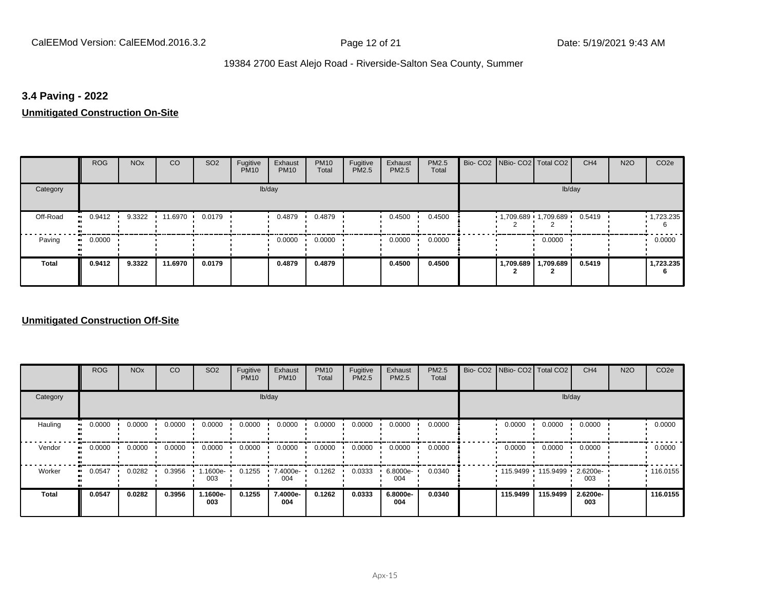19384 2700 East Alejo Road - Riverside-Salton Sea County, Summer

### 3.4 Paving - 2022

**Unmitigated Construction On-Site**

| | ROG | NOx | CO | SO2 | Fugitive PM10 | Exhaust PM10 | PM10 Total | Fugitive PM2.5 | Exhaust PM2.5 | PM2.5 Total | Bio- CO2 | NBio- CO2 | Total CO2 | CH4 | N2O | CO2e |
|---|---|---|---|---|---|---|---|---|---|---|---|---|---|---|---|---|
| Category | lb/day | | | | | | | | | | lb/day | | | | | |
| Off-Road | 0.9412 | 9.3322 | 11.6970 | 0.0179 | | 0.4879 | 0.4879 | | 0.4500 | 0.4500 | | 1,709.6892 | 1,709.6892 | 0.5419 | | 1,723.2356 |
| Paving | 0.0000 | | | | | 0.0000 | 0.0000 | | 0.0000 | 0.0000 | | | 0.0000 | | | 0.0000 |
| **Total** | **0.9412** | **9.3322** | **11.6970** | **0.0179** | | **0.4879** | **0.4879** | | **0.4500** | **0.4500** | | **1,709.6892** | **1,709.6892** | **0.5419** | | **1,723.2356** |

**Unmitigated Construction Off-Site**

| | ROG | NOx | CO | SO2 | Fugitive PM10 | Exhaust PM10 | PM10 Total | Fugitive PM2.5 | Exhaust PM2.5 | PM2.5 Total | Bio- CO2 | NBio- CO2 | Total CO2 | CH4 | N2O | CO2e |
|---|---|---|---|---|---|---|---|---|---|---|---|---|---|---|---|---|
| Category | lb/day | | | | | | | | | | lb/day | | | | | |
| Hauling | 0.0000 | 0.0000 | 0.0000 | 0.0000 | 0.0000 | 0.0000 | 0.0000 | 0.0000 | 0.0000 | 0.0000 | | 0.0000 | 0.0000 | 0.0000 | | 0.0000 |
| Vendor | 0.0000 | 0.0000 | 0.0000 | 0.0000 | 0.0000 | 0.0000 | 0.0000 | 0.0000 | 0.0000 | 0.0000 | | 0.0000 | 0.0000 | 0.0000 | | 0.0000 |
| Worker | 0.0547 | 0.0282 | 0.3956 | 1.1600e-003 | 0.1255 | 7.4000e-004 | 0.1262 | 0.0333 | 6.8000e-004 | 0.0340 | | 115.9499 | 115.9499 | 2.6200e-003 | | 116.0155 |
| **Total** | **0.0547** | **0.0282** | **0.3956** | **1.1600e-003** | **0.1255** | **7.4000e-004** | **0.1262** | **0.0333** | **6.8000e-004** | **0.0340** | | **115.9499** | **115.9499** | **2.6200e-003** | | **116.0155** |

Apx-15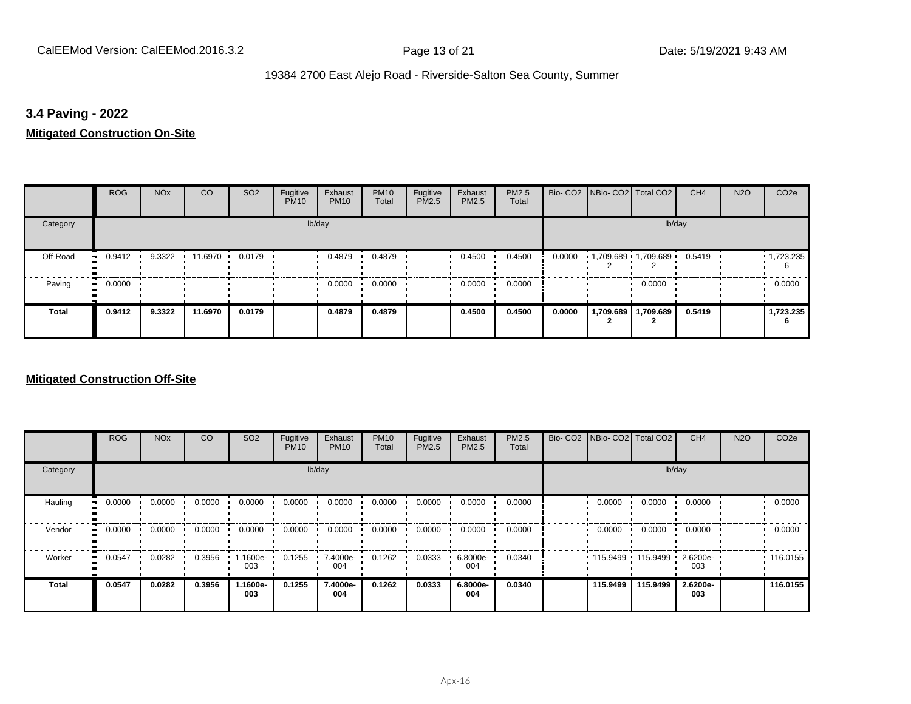## 3.4 Paving - 2022

**Mitigated Construction On-Site**

| | ROG | NOx | CO | SO2 | Fugitive PM10 | Exhaust PM10 | PM10 Total | Fugitive PM2.5 | Exhaust PM2.5 | PM2.5 Total | Bio- CO2 | NBio- CO2 | Total CO2 | CH4 | N2O | CO2e |
|---|---|---|---|---|---|---|---|---|---|---|---|---|---|---|---|---|
| Category | | | | | | lb/day | | | | | | | | lb/day | | |
| Off-Road | 0.9412 | 9.3322 | 11.6970 | 0.0179 | | 0.4879 | 0.4879 | | 0.4500 | 0.4500 | 0.0000 | 1,709.689 2 | 1,709.689 2 | 0.5419 | | 1,723.235 6 |
| Paving | 0.0000 | | | | | 0.0000 | 0.0000 | | 0.0000 | 0.0000 | | | 0.0000 | | | 0.0000 |
| **Total** | **0.9412** | **9.3322** | **11.6970** | **0.0179** | | **0.4879** | **0.4879** | | **0.4500** | **0.4500** | **0.0000** | **1,709.689 2** | **1,709.689 2** | **0.5419** | | **1,723.235 6** |

**Mitigated Construction Off-Site**

| | ROG | NOx | CO | SO2 | Fugitive PM10 | Exhaust PM10 | PM10 Total | Fugitive PM2.5 | Exhaust PM2.5 | PM2.5 Total | Bio- CO2 | NBio- CO2 | Total CO2 | CH4 | N2O | CO2e |
|---|---|---|---|---|---|---|---|---|---|---|---|---|---|---|---|---|
| Category | | | | | | lb/day | | | | | | | | lb/day | | |
| Hauling | 0.0000 | 0.0000 | 0.0000 | 0.0000 | 0.0000 | 0.0000 | 0.0000 | 0.0000 | 0.0000 | 0.0000 | | 0.0000 | 0.0000 | 0.0000 | | 0.0000 |
| Vendor | 0.0000 | 0.0000 | 0.0000 | 0.0000 | 0.0000 | 0.0000 | 0.0000 | 0.0000 | 0.0000 | 0.0000 | | 0.0000 | 0.0000 | 0.0000 | | 0.0000 |
| Worker | 0.0547 | 0.0282 | 0.3956 | 1.1600e-003 | 0.1255 | 7.4000e-004 | 0.1262 | 0.0333 | 6.8000e-004 | 0.0340 | | 115.9499 | 115.9499 | 2.6200e-003 | | 116.0155 |
| **Total** | **0.0547** | **0.0282** | **0.3956** | **1.1600e-003** | **0.1255** | **7.4000e-004** | **0.1262** | **0.0333** | **6.8000e-004** | **0.0340** | | **115.9499** | **115.9499** | **2.6200e-003** | | **116.0155** |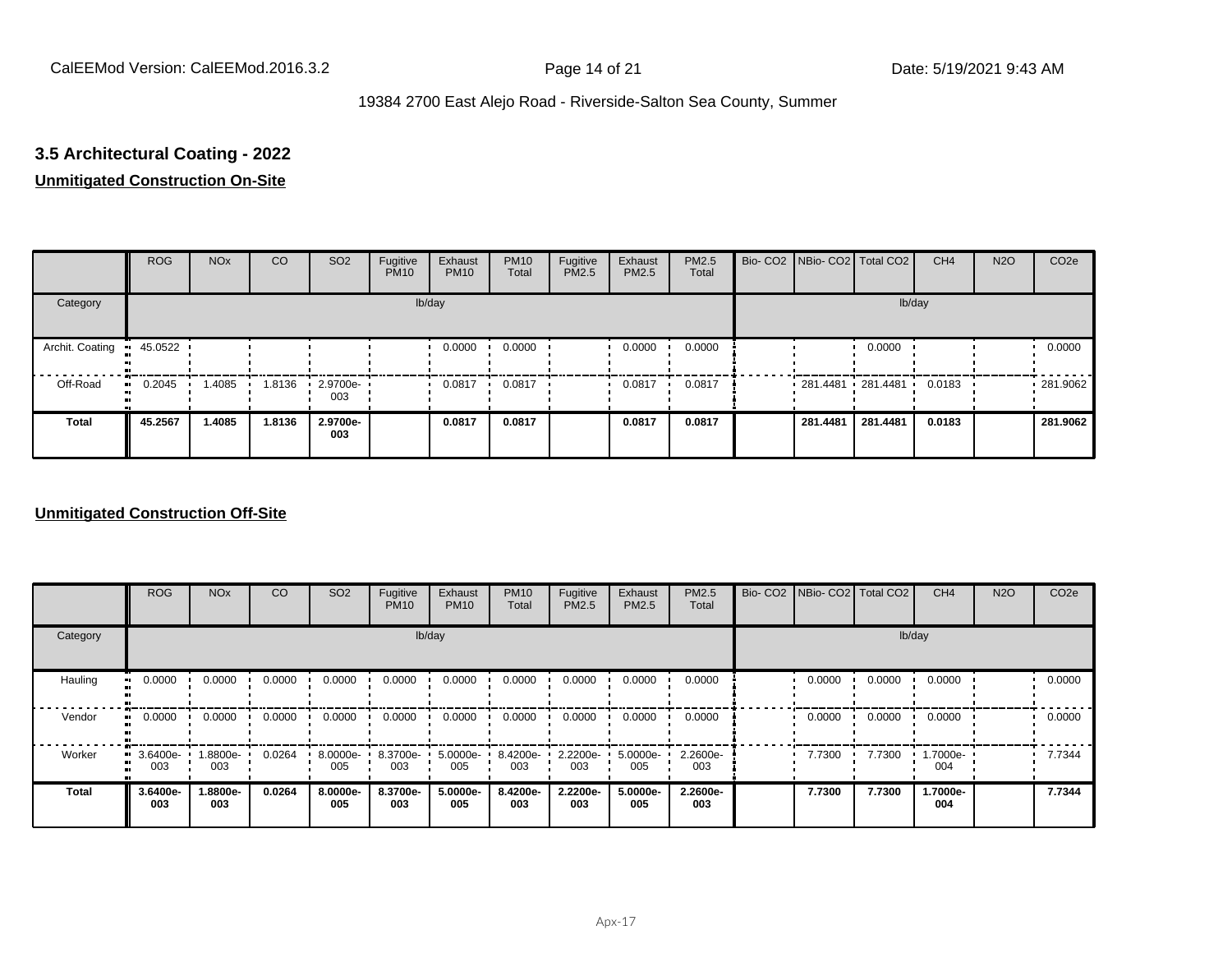19384 2700 East Alejo Road - Riverside-Salton Sea County, Summer

### 3.5 Architectural Coating - 2022

**Unmitigated Construction On-Site**

| | ROG | NOx | CO | SO2 | Fugitive PM10 | Exhaust PM10 | PM10 Total | Fugitive PM2.5 | Exhaust PM2.5 | PM2.5 Total | Bio- CO2 | NBio- CO2 | Total CO2 | CH4 | N2O | CO2e |
|---|---|---|---|---|---|---|---|---|---|---|---|---|---|---|---|---|
| Category | lb/day | | | | | | | | | | lb/day | | | | | |
| Archit. Coating | 45.0522 | | | | | 0.0000 | 0.0000 | | 0.0000 | 0.0000 | | | 0.0000 | | | 0.0000 |
| Off-Road | 0.2045 | 1.4085 | 1.8136 | 2.9700e-003 | | 0.0817 | 0.0817 | | 0.0817 | 0.0817 | | 281.4481 | 281.4481 | 0.0183 | | 281.9062 |
| **Total** | **45.2567** | **1.4085** | **1.8136** | **2.9700e-003** | | **0.0817** | **0.0817** | | **0.0817** | **0.0817** | | **281.4481** | **281.4481** | **0.0183** | | **281.9062** |

**Unmitigated Construction Off-Site**

| | ROG | NOx | CO | SO2 | Fugitive PM10 | Exhaust PM10 | PM10 Total | Fugitive PM2.5 | Exhaust PM2.5 | PM2.5 Total | Bio- CO2 | NBio- CO2 | Total CO2 | CH4 | N2O | CO2e |
|---|---|---|---|---|---|---|---|---|---|---|---|---|---|---|---|---|
| Category | lb/day | | | | | | | | | | lb/day | | | | | |
| Hauling | 0.0000 | 0.0000 | 0.0000 | 0.0000 | 0.0000 | 0.0000 | 0.0000 | 0.0000 | 0.0000 | 0.0000 | | 0.0000 | 0.0000 | 0.0000 | | 0.0000 |
| Vendor | 0.0000 | 0.0000 | 0.0000 | 0.0000 | 0.0000 | 0.0000 | 0.0000 | 0.0000 | 0.0000 | 0.0000 | | 0.0000 | 0.0000 | 0.0000 | | 0.0000 |
| Worker | 3.6400e-003 | 1.8800e-003 | 0.0264 | 8.0000e-005 | 8.3700e-003 | 5.0000e-005 | 8.4200e-003 | 2.2200e-003 | 5.0000e-005 | 2.2600e-003 | | 7.7300 | 7.7300 | 1.7000e-004 | | 7.7344 |
| **Total** | **3.6400e-003** | **1.8800e-003** | **0.0264** | **8.0000e-005** | **8.3700e-003** | **5.0000e-005** | **8.4200e-003** | **2.2200e-003** | **5.0000e-005** | **2.2600e-003** | | **7.7300** | **7.7300** | **1.7000e-004** | | **7.7344** |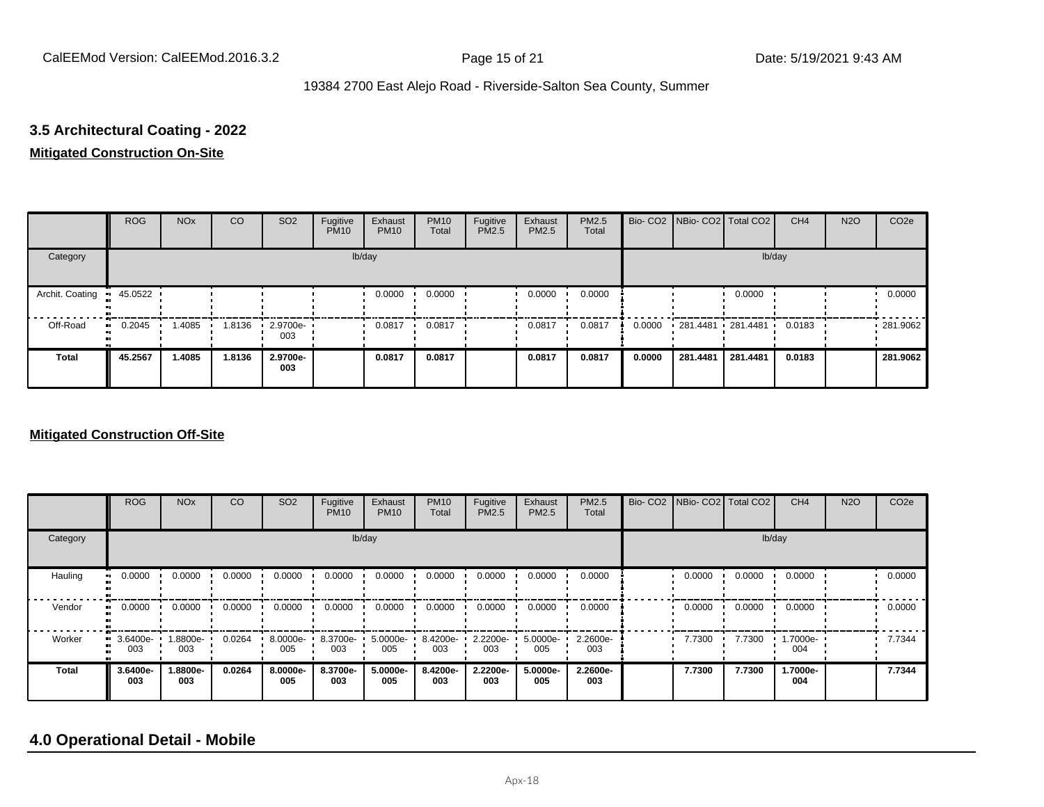### 3.5 Architectural Coating - 2022

**Mitigated Construction On-Site**

| | ROG | NOx | CO | SO2 | Fugitive PM10 | Exhaust PM10 | PM10 Total | Fugitive PM2.5 | Exhaust PM2.5 | PM2.5 Total | Bio- CO2 | NBio- CO2 | Total CO2 | CH4 | N2O | CO2e |
|---|---|---|---|---|---|---|---|---|---|---|---|---|---|---|---|---|
| Category | | | | | lb/day | | | | | | | | lb/day | | | |
| Archit. Coating | 45.0522 | | | | | 0.0000 | 0.0000 | | 0.0000 | 0.0000 | | | 0.0000 | | | 0.0000 |
| Off-Road | 0.2045 | 1.4085 | 1.8136 | 2.9700e-003 | | 0.0817 | 0.0817 | | 0.0817 | 0.0817 | 0.0000 | 281.4481 | 281.4481 | 0.0183 | | 281.9062 |
| **Total** | **45.2567** | **1.4085** | **1.8136** | **2.9700e-003** | | **0.0817** | **0.0817** | | **0.0817** | **0.0817** | **0.0000** | **281.4481** | **281.4481** | **0.0183** | | **281.9062** |

**Mitigated Construction Off-Site**

| | ROG | NOx | CO | SO2 | Fugitive PM10 | Exhaust PM10 | PM10 Total | Fugitive PM2.5 | Exhaust PM2.5 | PM2.5 Total | Bio- CO2 | NBio- CO2 | Total CO2 | CH4 | N2O | CO2e |
|---|---|---|---|---|---|---|---|---|---|---|---|---|---|---|---|---|
| Category | | | | | lb/day | | | | | | | | lb/day | | | |
| Hauling | 0.0000 | 0.0000 | 0.0000 | 0.0000 | 0.0000 | 0.0000 | 0.0000 | 0.0000 | 0.0000 | 0.0000 | | 0.0000 | 0.0000 | 0.0000 | | 0.0000 |
| Vendor | 0.0000 | 0.0000 | 0.0000 | 0.0000 | 0.0000 | 0.0000 | 0.0000 | 0.0000 | 0.0000 | 0.0000 | | 0.0000 | 0.0000 | 0.0000 | | 0.0000 |
| Worker | 3.6400e-003 | 1.8800e-003 | 0.0264 | 8.0000e-005 | 8.3700e-003 | 5.0000e-005 | 8.4200e-003 | 2.2200e-003 | 5.0000e-005 | 2.2600e-003 | | 7.7300 | 7.7300 | 1.7000e-004 | | 7.7344 |
| **Total** | **3.6400e-003** | **1.8800e-003** | **0.0264** | **8.0000e-005** | **8.3700e-003** | **5.0000e-005** | **8.4200e-003** | **2.2200e-003** | **5.0000e-005** | **2.2600e-003** | | **7.7300** | **7.7300** | **1.7000e-004** | | **7.7344** |

## 4.0 Operational Detail - Mobile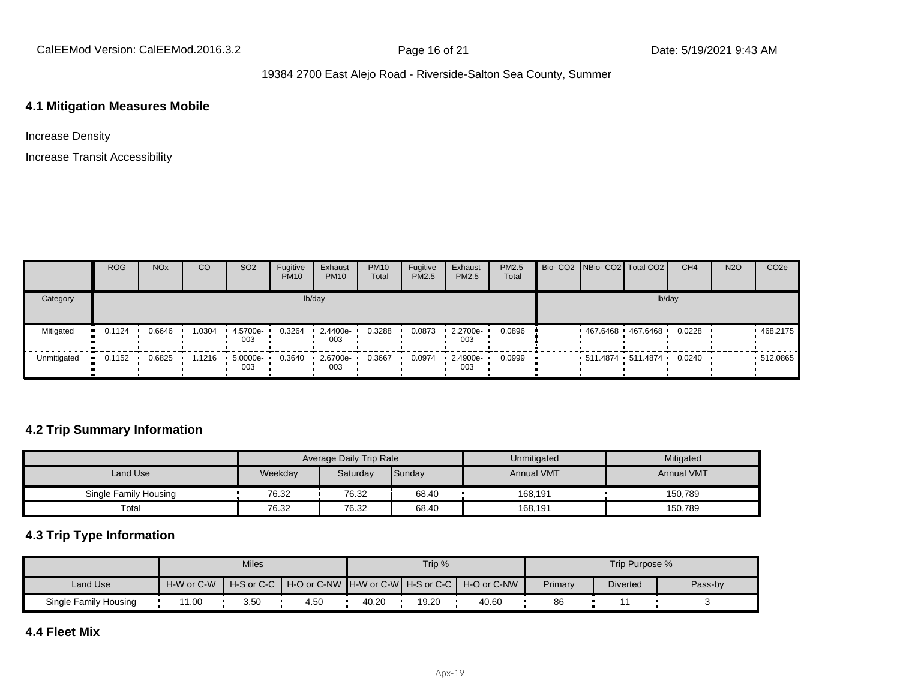## 4.1 Mitigation Measures Mobile

Increase Density

Increase Transit Accessibility

| | ROG | NOx | CO | SO2 | Fugitive PM10 | Exhaust PM10 | PM10 Total | Fugitive PM2.5 | Exhaust PM2.5 | PM2.5 Total | Bio- CO2 | NBio- CO2 | Total CO2 | CH4 | N2O | CO2e |
|---|---|---|---|---|---|---|---|---|---|---|---|---|---|---|---|---|
| Category | lb/day | | | | | | | | | | lb/day | | | | | |
| Mitigated | 0.1124 | 0.6646 | 1.0304 | 4.5700e-003 | 0.3264 | 2.4400e-003 | 0.3288 | 0.0873 | 2.2700e-003 | 0.0896 | | 467.6468 | 467.6468 | 0.0228 | | 468.2175 |
| Unmitigated | 0.1152 | 0.6825 | 1.1216 | 5.0000e-003 | 0.3640 | 2.6700e-003 | 0.3667 | 0.0974 | 2.4900e-003 | 0.0999 | | 511.4874 | 511.4874 | 0.0240 | | 512.0865 |

## 4.2 Trip Summary Information

| | Average Daily Trip Rate | | | Unmitigated | Mitigated |
|---|---|---|---|---|---|
| Land Use | Weekday | Saturday | Sunday | Annual VMT | Annual VMT |
| Single Family Housing | 76.32 | 76.32 | 68.40 | 168,191 | 150,789 |
| Total | 76.32 | 76.32 | 68.40 | 168,191 | 150,789 |

## 4.3 Trip Type Information

| | Miles | | | Trip % | | | Trip Purpose % | | |
|---|---|---|---|---|---|---|---|---|---|
| Land Use | H-W or C-W | H-S or C-C | H-O or C-NW | H-W or C-W | H-S or C-C | H-O or C-NW | Primary | Diverted | Pass-by |
| Single Family Housing | 11.00 | 3.50 | 4.50 | 40.20 | 19.20 | 40.60 | 86 | 11 | 3 |

## 4.4 Fleet Mix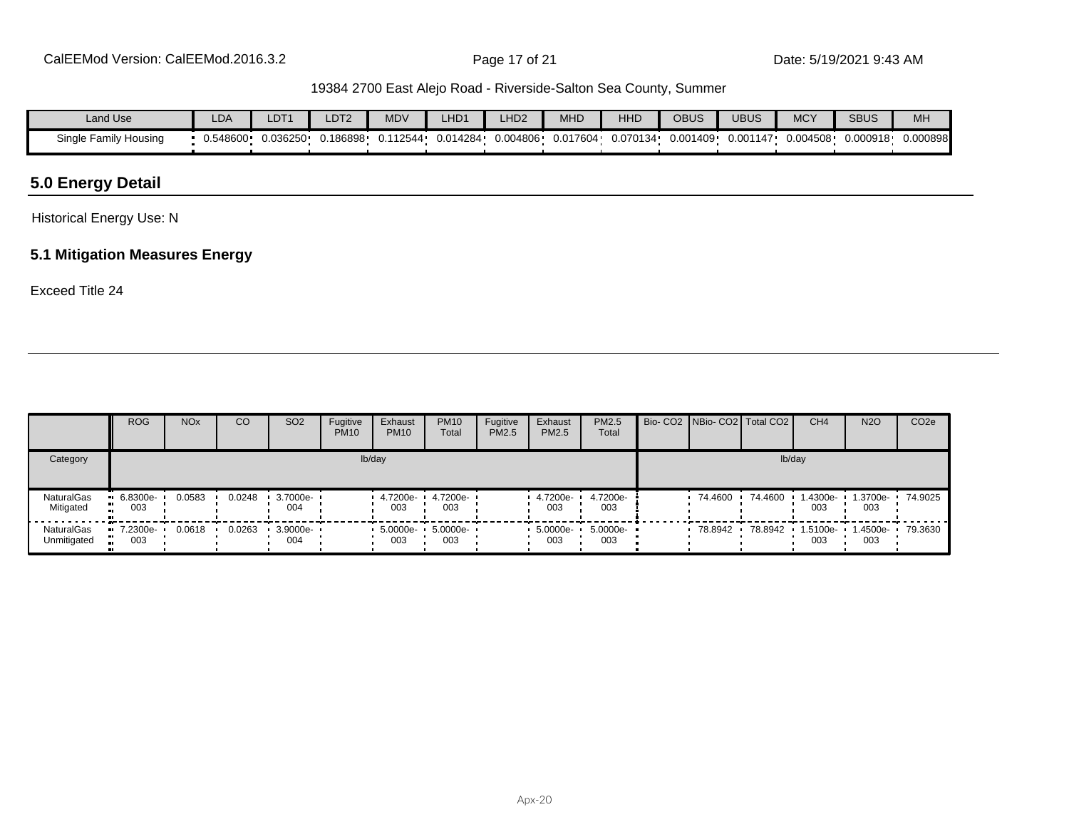| Land Use | LDA | LDT1 | LDT2 | MDV | LHD1 | LHD2 | MHD | HHD | OBUS | UBUS | MCY | SBUS | MH |
|---|---|---|---|---|---|---|---|---|---|---|---|---|---|
| Single Family Housing | 0.548600 | 0.036250 | 0.186898 | 0.112544 | 0.014284 | 0.004806 | 0.017604 | 0.070134 | 0.001409 | 0.001147 | 0.004508 | 0.000918 | 0.000898 |

## 5.0 Energy Detail

Historical Energy Use: N

### 5.1 Mitigation Measures Energy

Exceed Title 24

| | ROG | NOx | CO | SO2 | Fugitive PM10 | Exhaust PM10 | PM10 Total | Fugitive PM2.5 | Exhaust PM2.5 | PM2.5 Total | Bio- CO2 | NBio- CO2 | Total CO2 | CH4 | N2O | CO2e |
|---|---|---|---|---|---|---|---|---|---|---|---|---|---|---|---|---|
| Category | lb/day | | | | | | | | | | lb/day | | | | | |
| NaturalGas Mitigated | 6.8300e-003 | 0.0583 | 0.0248 | 3.7000e-004 | | 4.7200e-003 | 4.7200e-003 | | 4.7200e-003 | 4.7200e-003 | | 74.4600 | 74.4600 | 1.4300e-003 | 1.3700e-003 | 74.9025 |
| NaturalGas Unmitigated | 7.2300e-003 | 0.0618 | 0.0263 | 3.9000e-004 | | 5.0000e-003 | 5.0000e-003 | | 5.0000e-003 | 5.0000e-003 | | 78.8942 | 78.8942 | 1.5100e-003 | 1.4500e-003 | 79.3630 |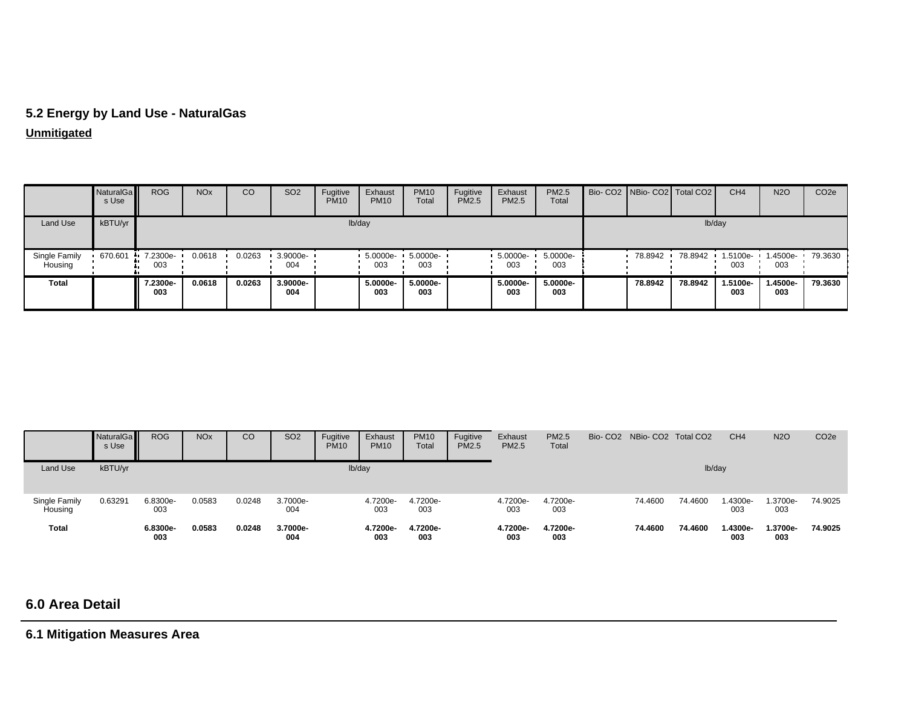## 5.2 Energy by Land Use - NaturalGas

**Unmitigated**

| | NaturalGas Use | ROG | NOx | CO | SO2 | Fugitive PM10 | Exhaust PM10 | PM10 Total | Fugitive PM2.5 | Exhaust PM2.5 | PM2.5 Total | Bio- CO2 | NBio- CO2 | Total CO2 | CH4 | N2O | CO2e |
|---|---|---|---|---|---|---|---|---|---|---|---|---|---|---|---|---|---|
| Land Use | kBTU/yr | lb/day | | | | | | | | | | lb/day | | | | | |
| Single Family Housing | 670.601 | 7.2300e-003 | 0.0618 | 0.0263 | 3.9000e-004 | | 5.0000e-003 | 5.0000e-003 | | 5.0000e-003 | 5.0000e-003 | | 78.8942 | 78.8942 | 1.5100e-003 | 1.4500e-003 | 79.3630 |
| **Total** | | **7.2300e-003** | **0.0618** | **0.0263** | **3.9000e-004** | | **5.0000e-003** | **5.0000e-003** | | **5.0000e-003** | **5.0000e-003** | | **78.8942** | **78.8942** | **1.5100e-003** | **1.4500e-003** | **79.3630** |

| | NaturalGas Use | ROG | NOx | CO | SO2 | Fugitive PM10 | Exhaust PM10 | PM10 Total | Fugitive PM2.5 | Exhaust PM2.5 | PM2.5 Total | Bio- CO2 | NBio- CO2 | Total CO2 | CH4 | N2O | CO2e |
|---|---|---|---|---|---|---|---|---|---|---|---|---|---|---|---|---|---|
| Land Use | kBTU/yr | lb/day | | | | | | | | | | lb/day | | | | | |
| Single Family Housing | 0.63291 | 6.8300e-003 | 0.0583 | 0.0248 | 3.7000e-004 | | 4.7200e-003 | 4.7200e-003 | | 4.7200e-003 | 4.7200e-003 | | 74.4600 | 74.4600 | 1.4300e-003 | 1.3700e-003 | 74.9025 |
| **Total** | | **6.8300e-003** | **0.0583** | **0.0248** | **3.7000e-004** | | **4.7200e-003** | **4.7200e-003** | | **4.7200e-003** | **4.7200e-003** | | **74.4600** | **74.4600** | **1.4300e-003** | **1.3700e-003** | **74.9025** |

# 6.0 Area Detail

## 6.1 Mitigation Measures Area